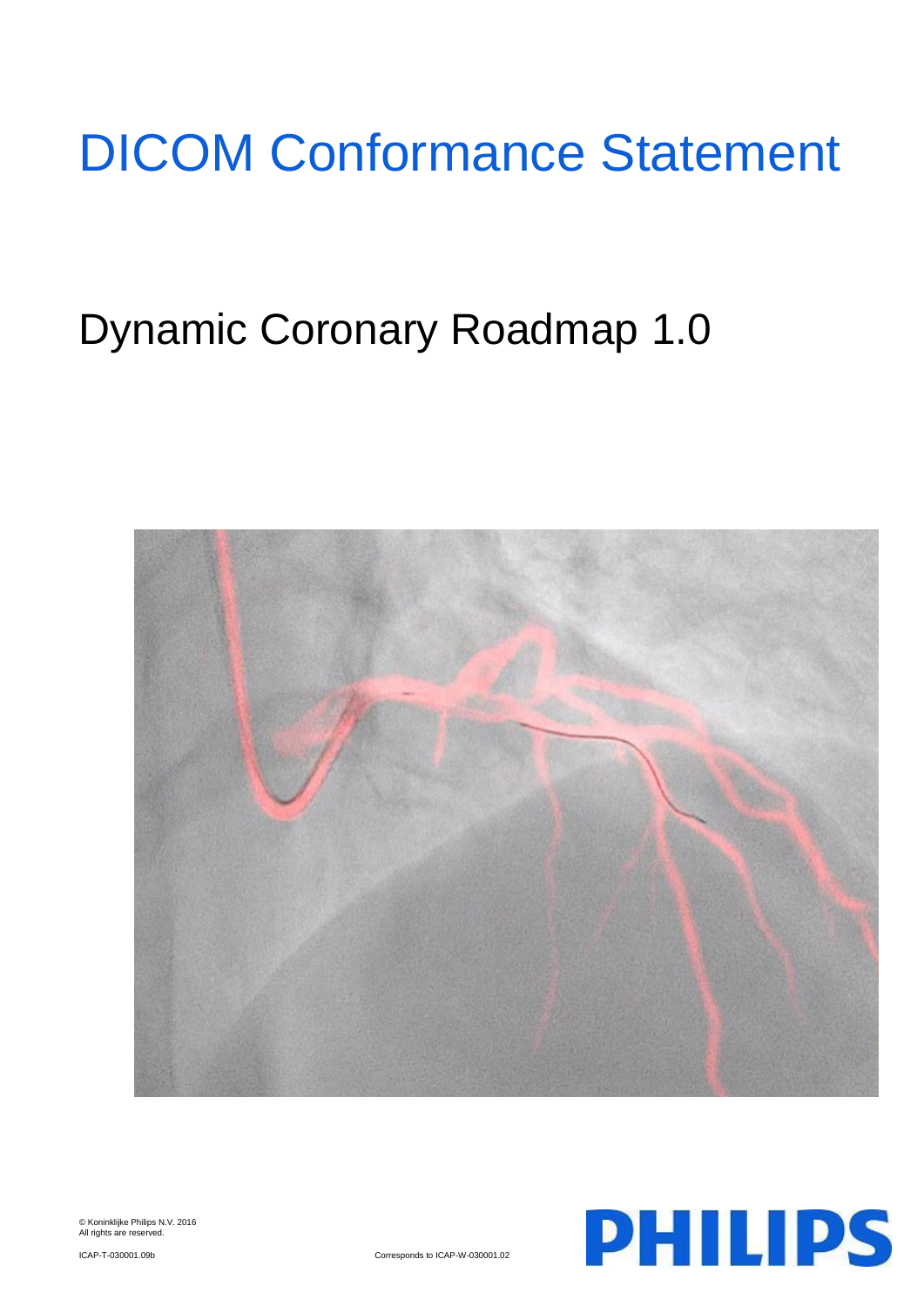# DICOM Conformance Statement

## Dynamic Coronary Roadmap 1.0

© Koninklijke Philips N.V. 2016
All rights are reserved.

ICAP-T-030001.09b

Corresponds to ICAP-W-030001.02

PHILIPS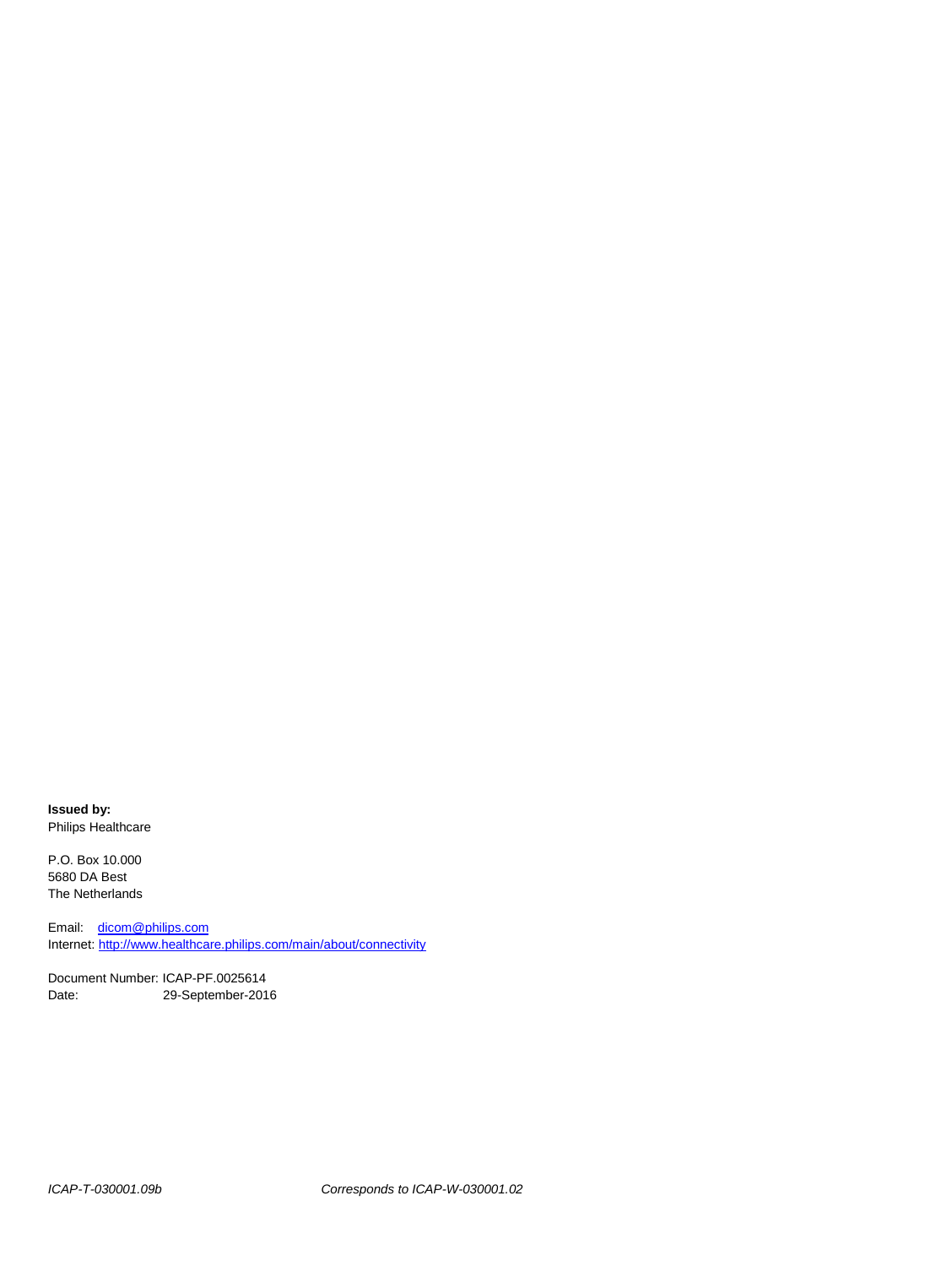**Issued by:**
Philips Healthcare

P.O. Box 10.000
5680 DA Best
The Netherlands

Email: dicom@philips.com
Internet: http://www.healthcare.philips.com/main/about/connectivity

Document Number: ICAP-PF.0025614
Date: 29-September-2016

*ICAP-T-030001.09b* *Corresponds to ICAP-W-030001.02*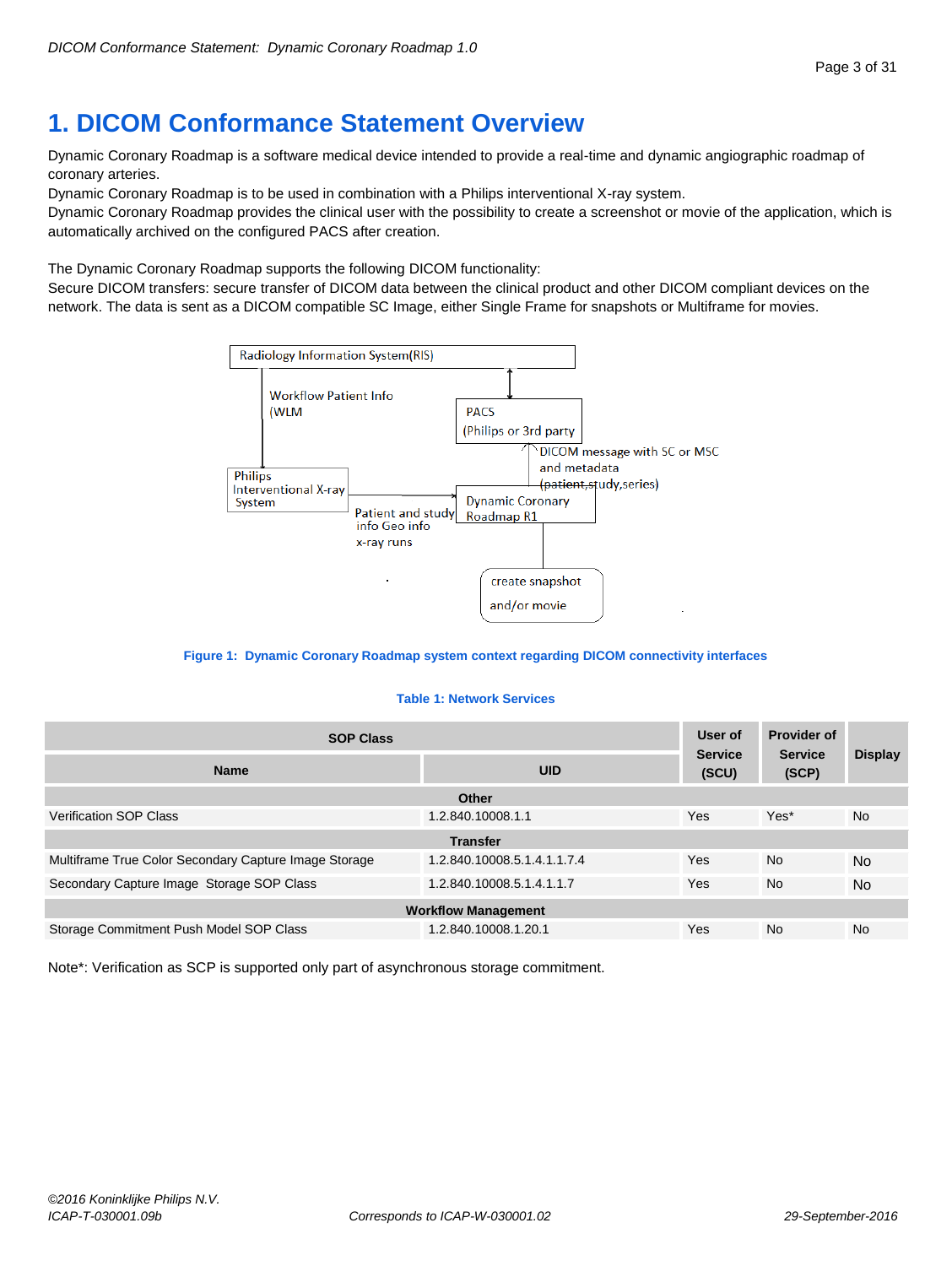# 1. DICOM Conformance Statement Overview

Dynamic Coronary Roadmap is a software medical device intended to provide a real-time and dynamic angiographic roadmap of coronary arteries.
Dynamic Coronary Roadmap is to be used in combination with a Philips interventional X-ray system.
Dynamic Coronary Roadmap provides the clinical user with the possibility to create a screenshot or movie of the application, which is automatically archived on the configured PACS after creation.

The Dynamic Coronary Roadmap supports the following DICOM functionality:
Secure DICOM transfers: secure transfer of DICOM data between the clinical product and other DICOM compliant devices on the network. The data is sent as a DICOM compatible SC Image, either Single Frame for snapshots or Multiframe for movies.

Radiology Information System(RIS)

Workflow Patient Info (WLM

PACS (Philips or 3rd party

DICOM message with SC or MSC and metadata (patient,study,series)

Philips Interventional X-ray System

Patient and study info Geo info x-ray runs

Dynamic Coronary Roadmap R1

create snapshot and/or movie

**Figure 1: Dynamic Coronary Roadmap system context regarding DICOM connectivity interfaces**

**Table 1: Network Services**

| SOP Class | | User of Service (SCU) | Provider of Service (SCP) | Display |
|---|---|---|---|---|
| **Name** | **UID** | | | |
| **Other** | | | | |
| Verification SOP Class | 1.2.840.10008.1.1 | Yes | Yes* | No |
| **Transfer** | | | | |
| Multiframe True Color Secondary Capture Image Storage | 1.2.840.10008.5.1.4.1.1.7.4 | Yes | No | No |
| Secondary Capture Image Storage SOP Class | 1.2.840.10008.5.1.4.1.1.7 | Yes | No | No |
| **Workflow Management** | | | | |
| Storage Commitment Push Model SOP Class | 1.2.840.10008.1.20.1 | Yes | No | No |

Note*: Verification as SCP is supported only part of asynchronous storage commitment.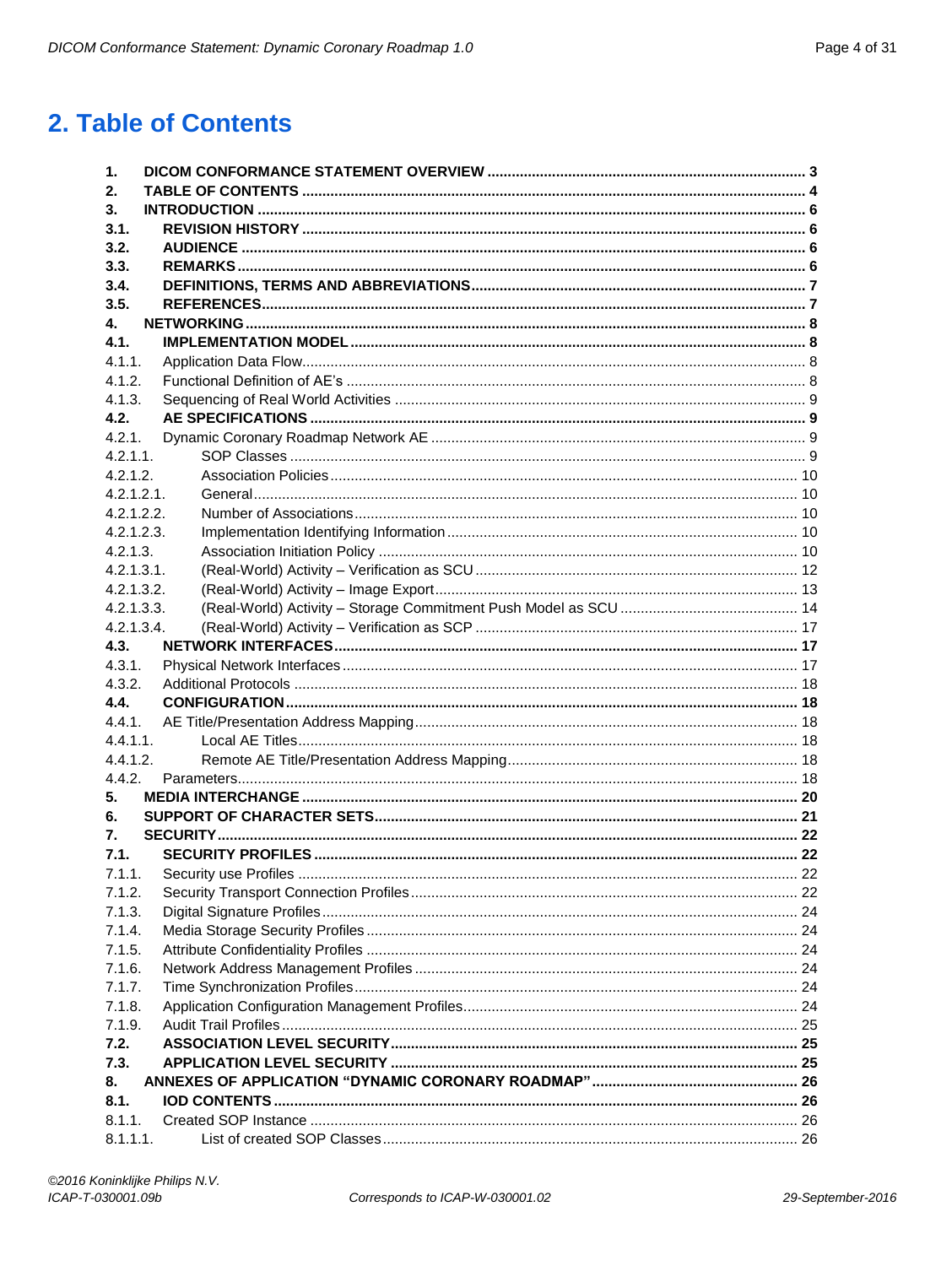# 2. Table of Contents

**1. DICOM CONFORMANCE STATEMENT OVERVIEW .... 3**
**2. TABLE OF CONTENTS .... 4**
**3. INTRODUCTION .... 6**
**3.1. REVISION HISTORY .... 6**
**3.2. AUDIENCE .... 6**
**3.3. REMARKS .... 6**
**3.4. DEFINITIONS, TERMS AND ABBREVIATIONS .... 7**
**3.5. REFERENCES .... 7**
**4. NETWORKING .... 8**
**4.1. IMPLEMENTATION MODEL .... 8**
4.1.1. Application Data Flow .... 8
4.1.2. Functional Definition of AE's .... 8
4.1.3. Sequencing of Real World Activities .... 9
**4.2. AE SPECIFICATIONS .... 9**
4.2.1. Dynamic Coronary Roadmap Network AE .... 9
4.2.1.1. SOP Classes .... 9
4.2.1.2. Association Policies .... 10
4.2.1.2.1. General .... 10
4.2.1.2.2. Number of Associations .... 10
4.2.1.2.3. Implementation Identifying Information .... 10
4.2.1.3. Association Initiation Policy .... 10
4.2.1.3.1. (Real-World) Activity – Verification as SCU .... 12
4.2.1.3.2. (Real-World) Activity – Image Export .... 13
4.2.1.3.3. (Real-World) Activity – Storage Commitment Push Model as SCU .... 14
4.2.1.3.4. (Real-World) Activity – Verification as SCP .... 17
**4.3. NETWORK INTERFACES .... 17**
4.3.1. Physical Network Interfaces .... 17
4.3.2. Additional Protocols .... 18
**4.4. CONFIGURATION .... 18**
4.4.1. AE Title/Presentation Address Mapping .... 18
4.4.1.1. Local AE Titles .... 18
4.4.1.2. Remote AE Title/Presentation Address Mapping .... 18
4.4.2. Parameters .... 18
**5. MEDIA INTERCHANGE .... 20**
**6. SUPPORT OF CHARACTER SETS .... 21**
**7. SECURITY .... 22**
**7.1. SECURITY PROFILES .... 22**
7.1.1. Security use Profiles .... 22
7.1.2. Security Transport Connection Profiles .... 22
7.1.3. Digital Signature Profiles .... 24
7.1.4. Media Storage Security Profiles .... 24
7.1.5. Attribute Confidentiality Profiles .... 24
7.1.6. Network Address Management Profiles .... 24
7.1.7. Time Synchronization Profiles .... 24
7.1.8. Application Configuration Management Profiles .... 24
7.1.9. Audit Trail Profiles .... 25
**7.2. ASSOCIATION LEVEL SECURITY .... 25**
**7.3. APPLICATION LEVEL SECURITY .... 25**
**8. ANNEXES OF APPLICATION "DYNAMIC CORONARY ROADMAP" .... 26**
**8.1. IOD CONTENTS .... 26**
8.1.1. Created SOP Instance .... 26
8.1.1.1. List of created SOP Classes .... 26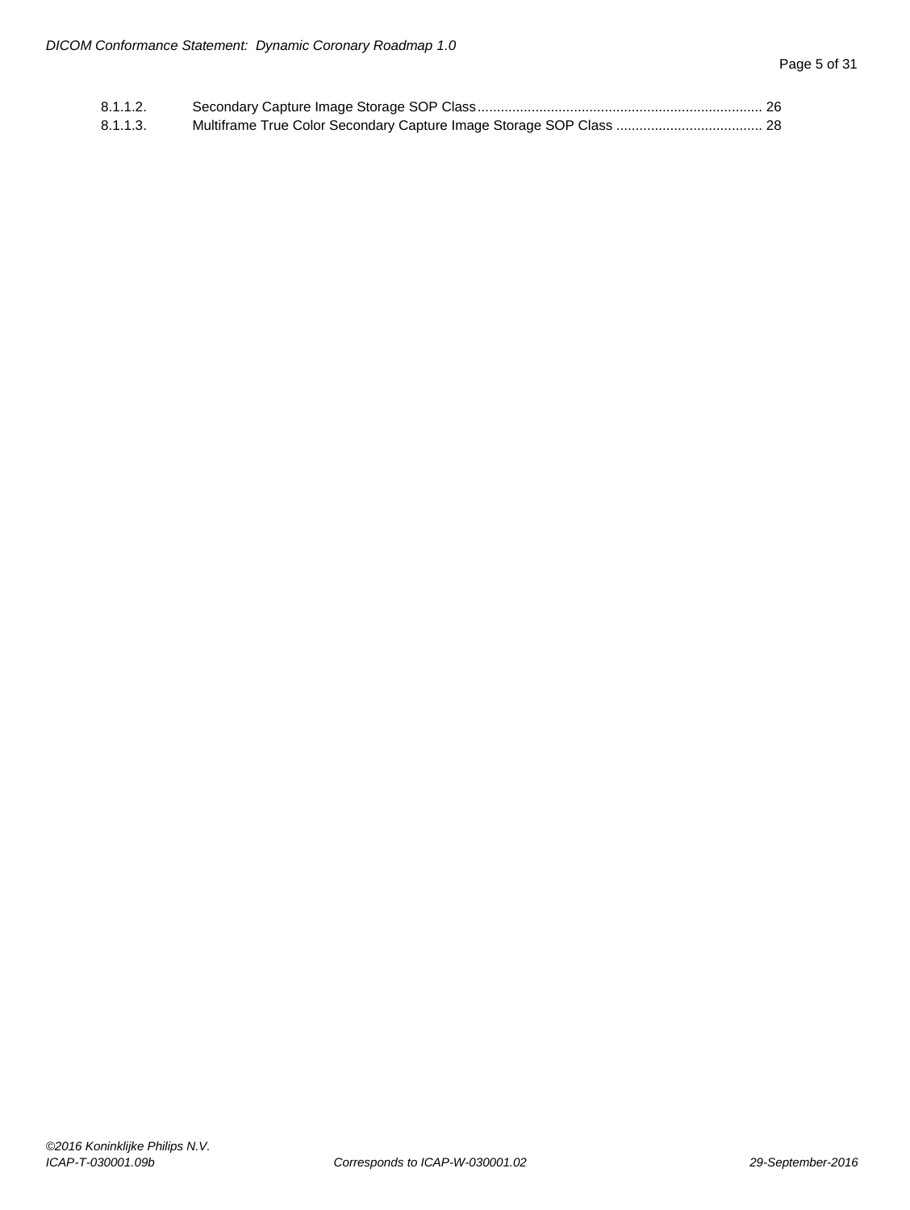8.1.1.2. Secondary Capture Image Storage SOP Class........................................................................ 26
8.1.1.3. Multiframe True Color Secondary Capture Image Storage SOP Class ...................................... 28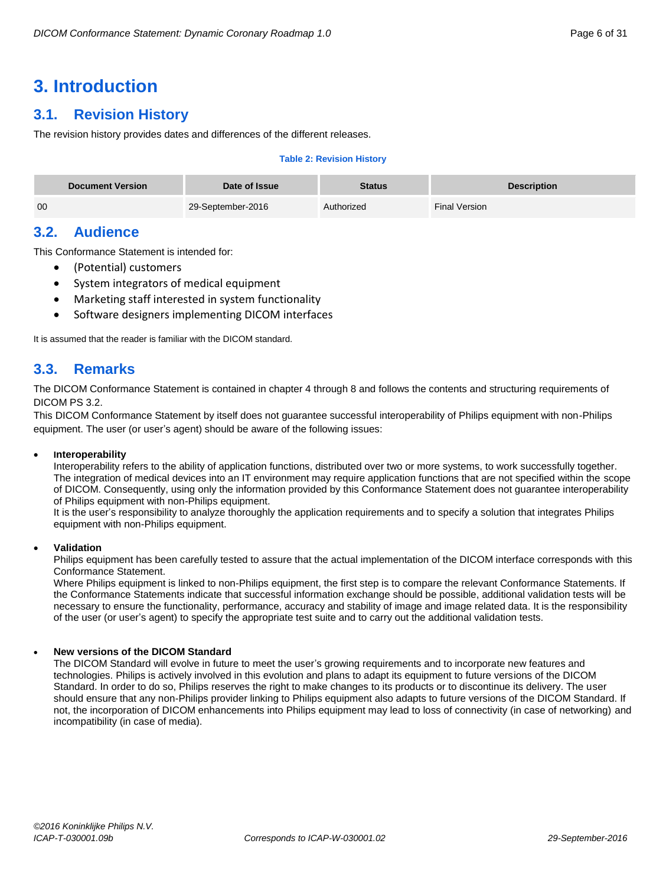# 3. Introduction

## 3.1. Revision History

The revision history provides dates and differences of the different releases.

**Table 2: Revision History**

| Document Version | Date of Issue | Status | Description |
|---|---|---|---|
| 00 | 29-September-2016 | Authorized | Final Version |

## 3.2. Audience

This Conformance Statement is intended for:

- (Potential) customers
- System integrators of medical equipment
- Marketing staff interested in system functionality
- Software designers implementing DICOM interfaces

It is assumed that the reader is familiar with the DICOM standard.

## 3.3. Remarks

The DICOM Conformance Statement is contained in chapter 4 through 8 and follows the contents and structuring requirements of DICOM PS 3.2.
This DICOM Conformance Statement by itself does not guarantee successful interoperability of Philips equipment with non-Philips equipment. The user (or user's agent) should be aware of the following issues:

- **Interoperability**
  Interoperability refers to the ability of application functions, distributed over two or more systems, to work successfully together. The integration of medical devices into an IT environment may require application functions that are not specified within the scope of DICOM. Consequently, using only the information provided by this Conformance Statement does not guarantee interoperability of Philips equipment with non-Philips equipment.
  It is the user's responsibility to analyze thoroughly the application requirements and to specify a solution that integrates Philips equipment with non-Philips equipment.

- **Validation**
  Philips equipment has been carefully tested to assure that the actual implementation of the DICOM interface corresponds with this Conformance Statement.
  Where Philips equipment is linked to non-Philips equipment, the first step is to compare the relevant Conformance Statements. If the Conformance Statements indicate that successful information exchange should be possible, additional validation tests will be necessary to ensure the functionality, performance, accuracy and stability of image and image related data. It is the responsibility of the user (or user's agent) to specify the appropriate test suite and to carry out the additional validation tests.

- **New versions of the DICOM Standard**
  The DICOM Standard will evolve in future to meet the user's growing requirements and to incorporate new features and technologies. Philips is actively involved in this evolution and plans to adapt its equipment to future versions of the DICOM Standard. In order to do so, Philips reserves the right to make changes to its products or to discontinue its delivery. The user should ensure that any non-Philips provider linking to Philips equipment also adapts to future versions of the DICOM Standard. If not, the incorporation of DICOM enhancements into Philips equipment may lead to loss of connectivity (in case of networking) and incompatibility (in case of media).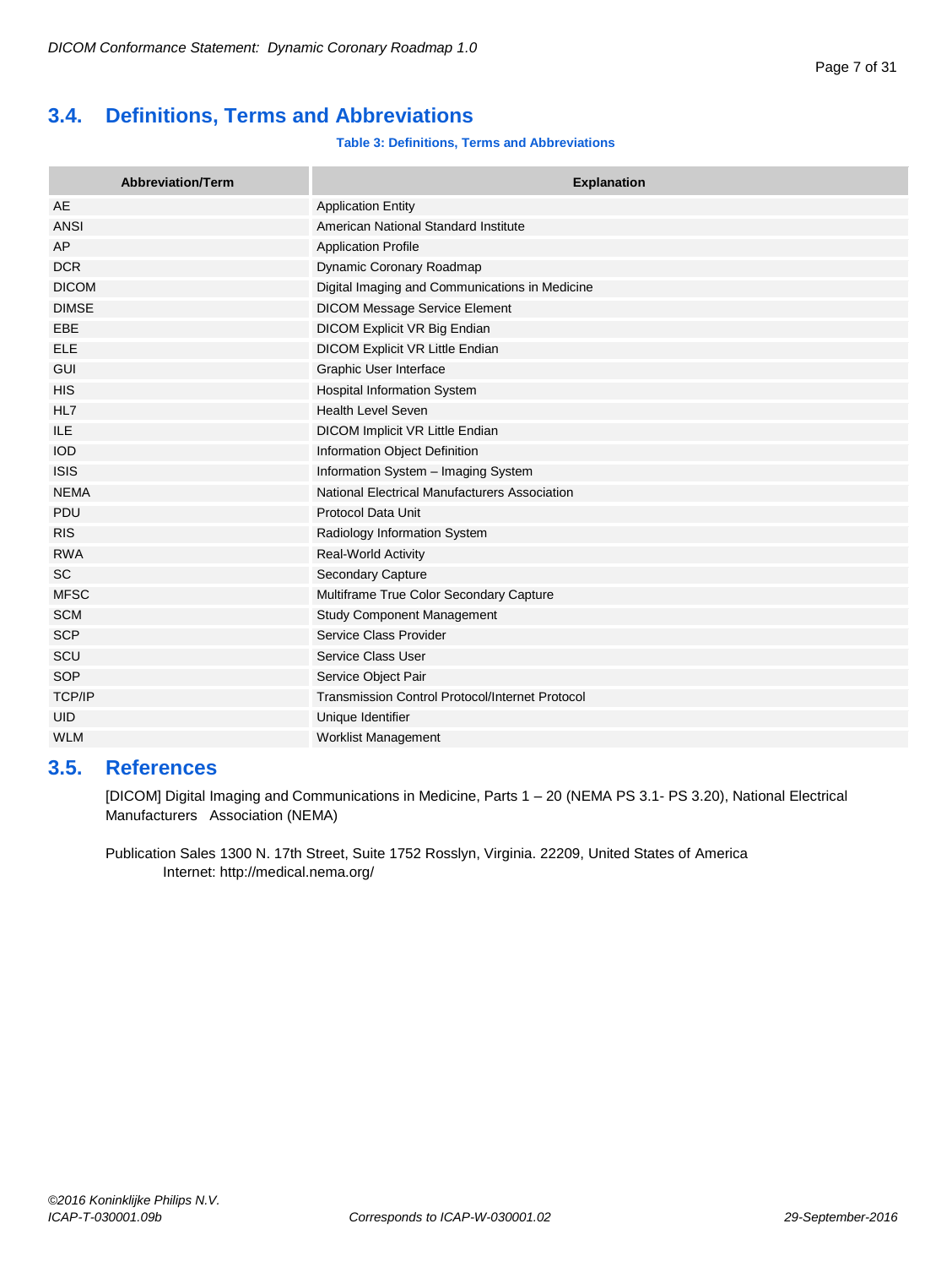## 3.4. Definitions, Terms and Abbreviations

**Table 3: Definitions, Terms and Abbreviations**

| Abbreviation/Term | Explanation |
|---|---|
| AE | Application Entity |
| ANSI | American National Standard Institute |
| AP | Application Profile |
| DCR | Dynamic Coronary Roadmap |
| DICOM | Digital Imaging and Communications in Medicine |
| DIMSE | DICOM Message Service Element |
| EBE | DICOM Explicit VR Big Endian |
| ELE | DICOM Explicit VR Little Endian |
| GUI | Graphic User Interface |
| HIS | Hospital Information System |
| HL7 | Health Level Seven |
| ILE | DICOM Implicit VR Little Endian |
| IOD | Information Object Definition |
| ISIS | Information System – Imaging System |
| NEMA | National Electrical Manufacturers Association |
| PDU | Protocol Data Unit |
| RIS | Radiology Information System |
| RWA | Real-World Activity |
| SC | Secondary Capture |
| MFSC | Multiframe True Color Secondary Capture |
| SCM | Study Component Management |
| SCP | Service Class Provider |
| SCU | Service Class User |
| SOP | Service Object Pair |
| TCP/IP | Transmission Control Protocol/Internet Protocol |
| UID | Unique Identifier |
| WLM | Worklist Management |

## 3.5. References

[DICOM] Digital Imaging and Communications in Medicine, Parts 1 – 20 (NEMA PS 3.1- PS 3.20), National Electrical Manufacturers Association (NEMA)

Publication Sales 1300 N. 17th Street, Suite 1752 Rosslyn, Virginia. 22209, United States of America
Internet: http://medical.nema.org/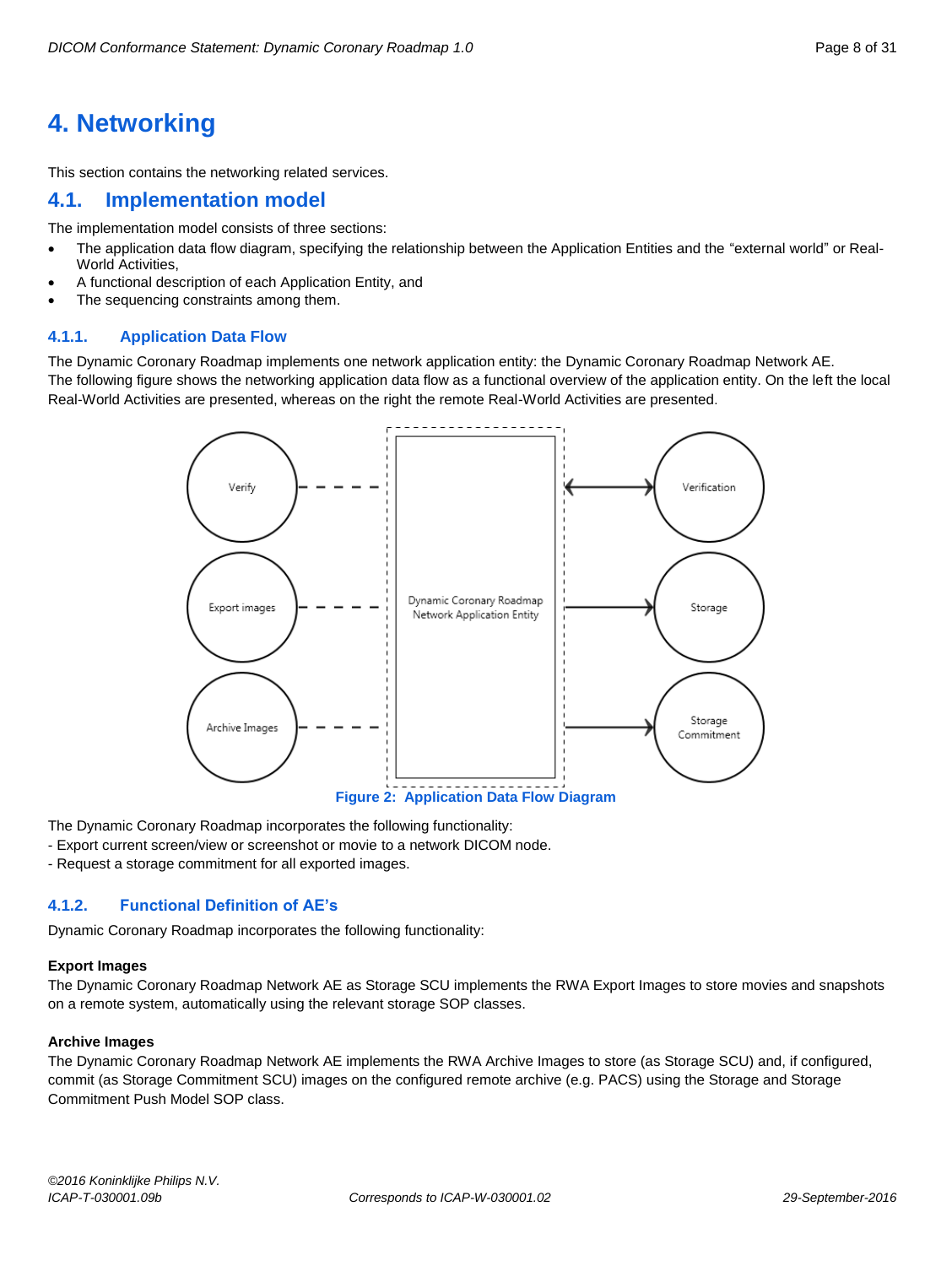# 4. Networking

This section contains the networking related services.

## 4.1. Implementation model

The implementation model consists of three sections:

- The application data flow diagram, specifying the relationship between the Application Entities and the "external world" or Real-World Activities,
- A functional description of each Application Entity, and
- The sequencing constraints among them.

### 4.1.1. Application Data Flow

The Dynamic Coronary Roadmap implements one network application entity: the Dynamic Coronary Roadmap Network AE.
The following figure shows the networking application data flow as a functional overview of the application entity. On the left the local Real-World Activities are presented, whereas on the right the remote Real-World Activities are presented.

Verify
Export images
Archive Images
Dynamic Coronary Roadmap Network Application Entity
Verification
Storage
Storage Commitment

Figure 2: Application Data Flow Diagram

The Dynamic Coronary Roadmap incorporates the following functionality:
- Export current screen/view or screenshot or movie to a network DICOM node.
- Request a storage commitment for all exported images.

### 4.1.2. Functional Definition of AE's

Dynamic Coronary Roadmap incorporates the following functionality:

**Export Images**
The Dynamic Coronary Roadmap Network AE as Storage SCU implements the RWA Export Images to store movies and snapshots on a remote system, automatically using the relevant storage SOP classes.

**Archive Images**
The Dynamic Coronary Roadmap Network AE implements the RWA Archive Images to store (as Storage SCU) and, if configured, commit (as Storage Commitment SCU) images on the configured remote archive (e.g. PACS) using the Storage and Storage Commitment Push Model SOP class.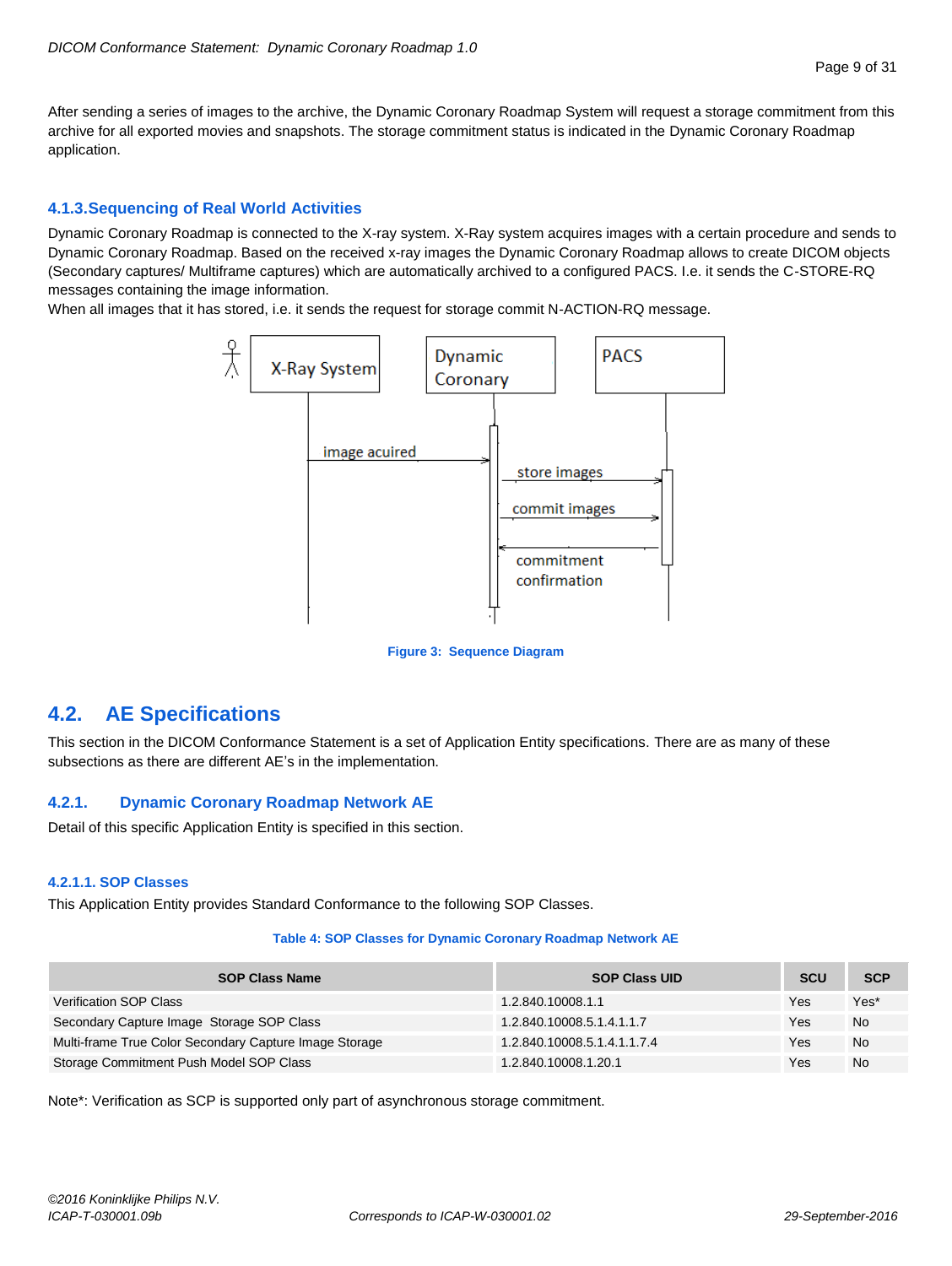After sending a series of images to the archive, the Dynamic Coronary Roadmap System will request a storage commitment from this archive for all exported movies and snapshots. The storage commitment status is indicated in the Dynamic Coronary Roadmap application.

### 4.1.3. Sequencing of Real World Activities

Dynamic Coronary Roadmap is connected to the X-ray system. X-Ray system acquires images with a certain procedure and sends to Dynamic Coronary Roadmap. Based on the received x-ray images the Dynamic Coronary Roadmap allows to create DICOM objects (Secondary captures/ Multiframe captures) which are automatically archived to a configured PACS. I.e. it sends the C-STORE-RQ messages containing the image information.
When all images that it has stored, i.e. it sends the request for storage commit N-ACTION-RQ message.

**Figure 3: Sequence Diagram**

## 4.2. AE Specifications

This section in the DICOM Conformance Statement is a set of Application Entity specifications. There are as many of these subsections as there are different AE's in the implementation.

### 4.2.1. Dynamic Coronary Roadmap Network AE

Detail of this specific Application Entity is specified in this section.

#### 4.2.1.1. SOP Classes

This Application Entity provides Standard Conformance to the following SOP Classes.

**Table 4: SOP Classes for Dynamic Coronary Roadmap Network AE**

| SOP Class Name | SOP Class UID | SCU | SCP |
|---|---|---|---|
| Verification SOP Class | 1.2.840.10008.1.1 | Yes | Yes* |
| Secondary Capture Image Storage SOP Class | 1.2.840.10008.5.1.4.1.1.7 | Yes | No |
| Multi-frame True Color Secondary Capture Image Storage | 1.2.840.10008.5.1.4.1.1.7.4 | Yes | No |
| Storage Commitment Push Model SOP Class | 1.2.840.10008.1.20.1 | Yes | No |

Note*: Verification as SCP is supported only part of asynchronous storage commitment.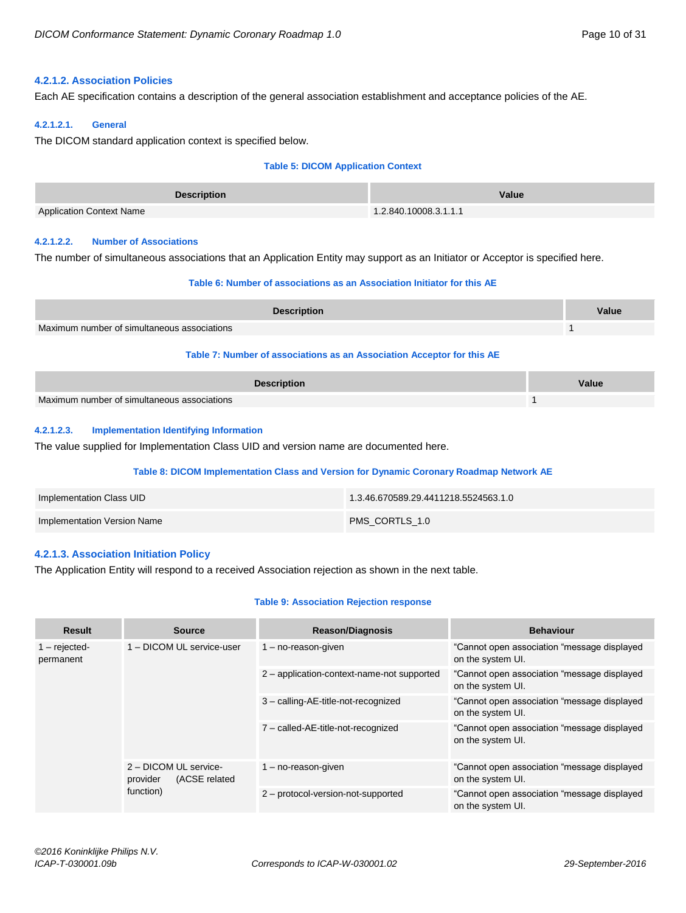#### 4.2.1.2. Association Policies

Each AE specification contains a description of the general association establishment and acceptance policies of the AE.

##### 4.2.1.2.1. General

The DICOM standard application context is specified below.

**Table 5: DICOM Application Context**

| Description | Value |
|---|---|
| Application Context Name | 1.2.840.10008.3.1.1.1 |

##### 4.2.1.2.2. Number of Associations

The number of simultaneous associations that an Application Entity may support as an Initiator or Acceptor is specified here.

**Table 6: Number of associations as an Association Initiator for this AE**

| Description | Value |
|---|---|
| Maximum number of simultaneous associations | 1 |

**Table 7: Number of associations as an Association Acceptor for this AE**

| Description | Value |
|---|---|
| Maximum number of simultaneous associations | 1 |

##### 4.2.1.2.3. Implementation Identifying Information

The value supplied for Implementation Class UID and version name are documented here.

**Table 8: DICOM Implementation Class and Version for Dynamic Coronary Roadmap Network AE**

| | |
|---|---|
| Implementation Class UID | 1.3.46.670589.29.4411218.5524563.1.0 |
| Implementation Version Name | PMS_CORTLS_1.0 |

#### 4.2.1.3. Association Initiation Policy

The Application Entity will respond to a received Association rejection as shown in the next table.

**Table 9: Association Rejection response**

| Result | Source | Reason/Diagnosis | Behaviour |
|---|---|---|---|
| 1 – rejected-permanent | 1 – DICOM UL service-user | 1 – no-reason-given | "Cannot open association "message displayed on the system UI. |
| | | 2 – application-context-name-not supported | "Cannot open association "message displayed on the system UI. |
| | | 3 – calling-AE-title-not-recognized | "Cannot open association "message displayed on the system UI. |
| | | 7 – called-AE-title-not-recognized | "Cannot open association "message displayed on the system UI. |
| | 2 – DICOM UL service-provider (ACSE related function) | 1 – no-reason-given | "Cannot open association "message displayed on the system UI. |
| | | 2 – protocol-version-not-supported | "Cannot open association "message displayed on the system UI. |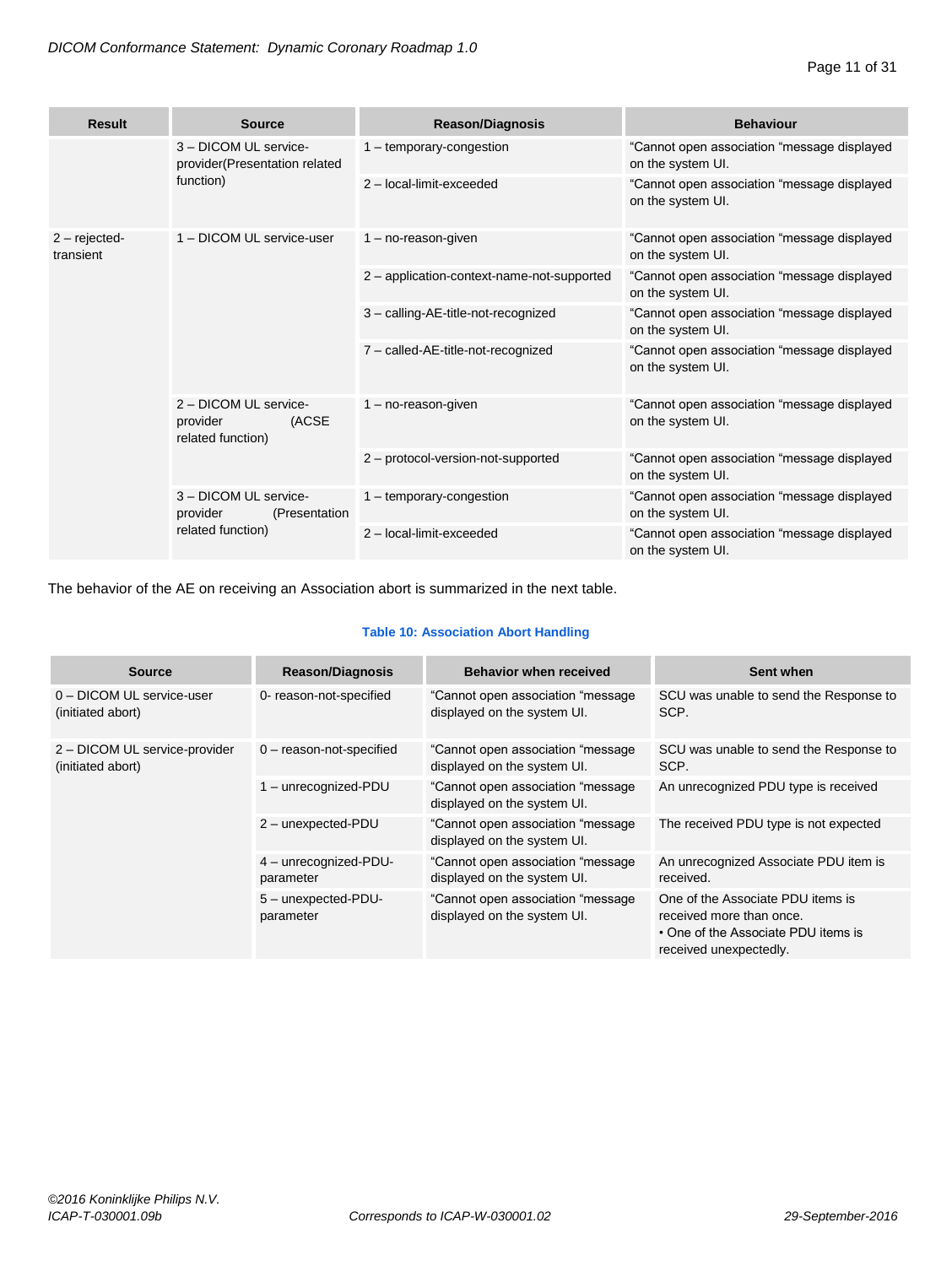| Result | Source | Reason/Diagnosis | Behaviour |
|---|---|---|---|
| | 3 – DICOM UL service-provider(Presentation related function) | 1 – temporary-congestion | “Cannot open association “message displayed on the system UI. |
| | | 2 – local-limit-exceeded | “Cannot open association “message displayed on the system UI. |
| 2 – rejected-transient | 1 – DICOM UL service-user | 1 – no-reason-given | “Cannot open association “message displayed on the system UI. |
| | | 2 – application-context-name-not-supported | “Cannot open association “message displayed on the system UI. |
| | | 3 – calling-AE-title-not-recognized | “Cannot open association “message displayed on the system UI. |
| | | 7 – called-AE-title-not-recognized | “Cannot open association “message displayed on the system UI. |
| | 2 – DICOM UL service-provider (ACSE related function) | 1 – no-reason-given | “Cannot open association “message displayed on the system UI. |
| | | 2 – protocol-version-not-supported | “Cannot open association “message displayed on the system UI. |
| | 3 – DICOM UL service-provider (Presentation related function) | 1 – temporary-congestion | “Cannot open association “message displayed on the system UI. |
| | | 2 – local-limit-exceeded | “Cannot open association “message displayed on the system UI. |

The behavior of the AE on receiving an Association abort is summarized in the next table.

**Table 10: Association Abort Handling**

| Source | Reason/Diagnosis | Behavior when received | Sent when |
|---|---|---|---|
| 0 – DICOM UL service-user (initiated abort) | 0- reason-not-specified | “Cannot open association “message displayed on the system UI. | SCU was unable to send the Response to SCP. |
| 2 – DICOM UL service-provider (initiated abort) | 0 – reason-not-specified | “Cannot open association “message displayed on the system UI. | SCU was unable to send the Response to SCP. |
| | 1 – unrecognized-PDU | “Cannot open association “message displayed on the system UI. | An unrecognized PDU type is received |
| | 2 – unexpected-PDU | “Cannot open association “message displayed on the system UI. | The received PDU type is not expected |
| | 4 – unrecognized-PDU-parameter | “Cannot open association “message displayed on the system UI. | An unrecognized Associate PDU item is received. |
| | 5 – unexpected-PDU-parameter | “Cannot open association “message displayed on the system UI. | One of the Associate PDU items is received more than once. • One of the Associate PDU items is received unexpectedly. |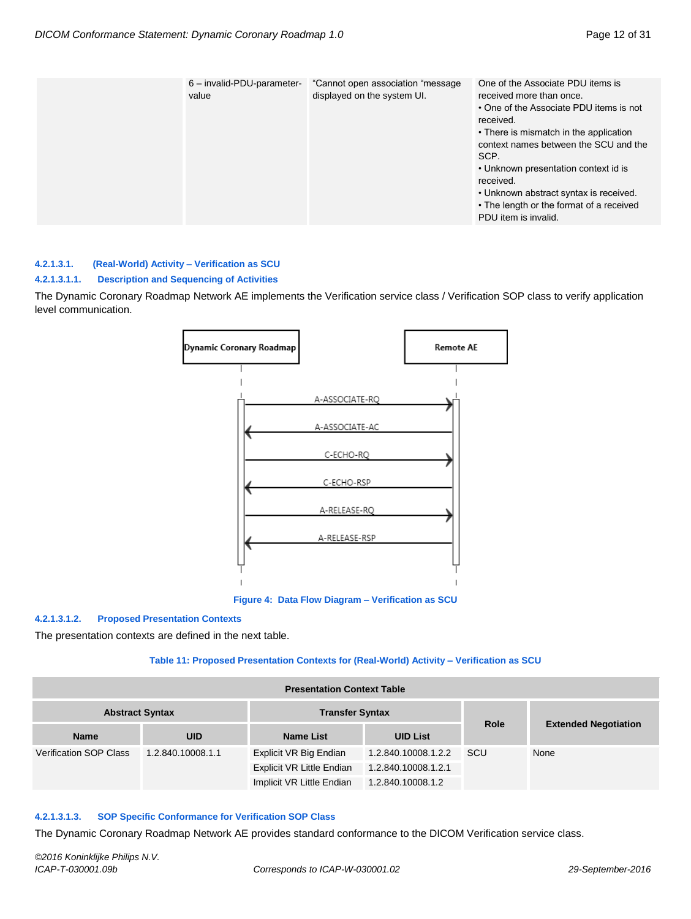| | | | |
|---|---|---|---|
| | 6 – invalid-PDU-parameter-value | "Cannot open association "message displayed on the system UI. | One of the Associate PDU items is received more than once.<br>• One of the Associate PDU items is not received.<br>• There is mismatch in the application context names between the SCU and the SCP.<br>• Unknown presentation context id is received.<br>• Unknown abstract syntax is received.<br>• The length or the format of a received PDU item is invalid. |

#### 4.2.1.3.1. (Real-World) Activity – Verification as SCU

##### 4.2.1.3.1.1. Description and Sequencing of Activities

The Dynamic Coronary Roadmap Network AE implements the Verification service class / Verification SOP class to verify application level communication.

Dynamic Coronary Roadmap

Remote AE

A-ASSOCIATE-RQ

A-ASSOCIATE-AC

C-ECHO-RQ

C-ECHO-RSP

A-RELEASE-RQ

A-RELEASE-RSP

**Figure 4: Data Flow Diagram – Verification as SCU**

##### 4.2.1.3.1.2. Proposed Presentation Contexts

The presentation contexts are defined in the next table.

**Table 11: Proposed Presentation Contexts for (Real-World) Activity – Verification as SCU**

| Presentation Context Table | | | | | |
|---|---|---|---|---|---|
| Abstract Syntax | | Transfer Syntax | | Role | Extended Negotiation |
| Name | UID | Name List | UID List | | |
| Verification SOP Class | 1.2.840.10008.1.1 | Explicit VR Big Endian | 1.2.840.10008.1.2.2 | SCU | None |
| | | Explicit VR Little Endian | 1.2.840.10008.1.2.1 | | |
| | | Implicit VR Little Endian | 1.2.840.10008.1.2 | | |

##### 4.2.1.3.1.3. SOP Specific Conformance for Verification SOP Class

The Dynamic Coronary Roadmap Network AE provides standard conformance to the DICOM Verification service class.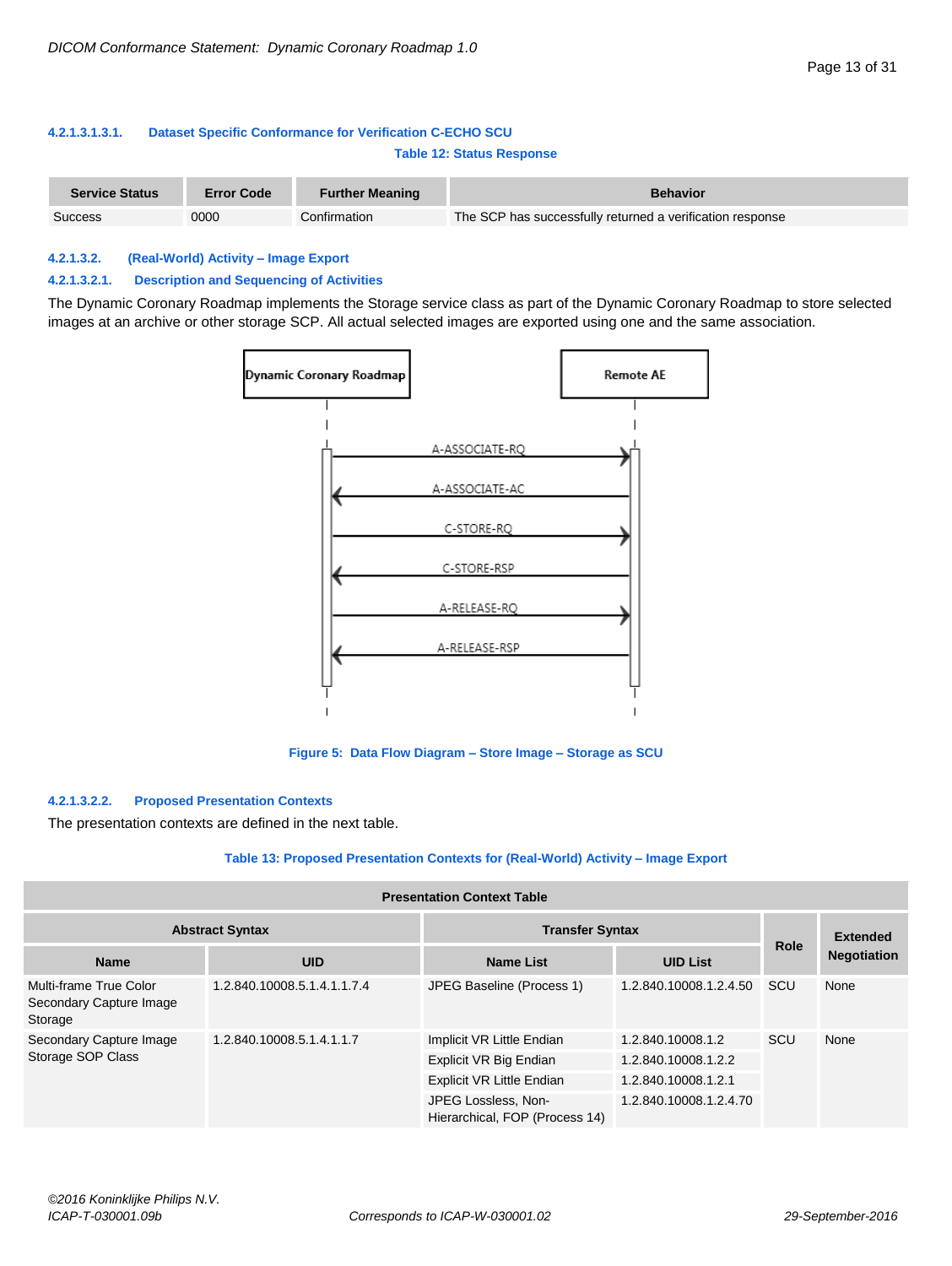##### 4.2.1.3.1.3.1. Dataset Specific Conformance for Verification C-ECHO SCU

**Table 12: Status Response**

| Service Status | Error Code | Further Meaning | Behavior |
|---|---|---|---|
| Success | 0000 | Confirmation | The SCP has successfully returned a verification response |

#### 4.2.1.3.2. (Real-World) Activity – Image Export

##### 4.2.1.3.2.1. Description and Sequencing of Activities

The Dynamic Coronary Roadmap implements the Storage service class as part of the Dynamic Coronary Roadmap to store selected images at an archive or other storage SCP. All actual selected images are exported using one and the same association.

Dynamic Coronary Roadmap

Remote AE

A-ASSOCIATE-RQ

A-ASSOCIATE-AC

C-STORE-RQ

C-STORE-RSP

A-RELEASE-RQ

A-RELEASE-RSP

**Figure 5: Data Flow Diagram – Store Image – Storage as SCU**

##### 4.2.1.3.2.2. Proposed Presentation Contexts

The presentation contexts are defined in the next table.

**Table 13: Proposed Presentation Contexts for (Real-World) Activity – Image Export**

| Presentation Context Table | | | | | |
|---|---|---|---|---|---|
| Abstract Syntax | | Transfer Syntax | | Role | Extended Negotiation |
| Name | UID | Name List | UID List | | |
| Multi-frame True Color Secondary Capture Image Storage | 1.2.840.10008.5.1.4.1.1.7.4 | JPEG Baseline (Process 1) | 1.2.840.10008.1.2.4.50 | SCU | None |
| Secondary Capture Image Storage SOP Class | 1.2.840.10008.5.1.4.1.1.7 | Implicit VR Little Endian | 1.2.840.10008.1.2 | SCU | None |
| | | Explicit VR Big Endian | 1.2.840.10008.1.2.2 | | |
| | | Explicit VR Little Endian | 1.2.840.10008.1.2.1 | | |
| | | JPEG Lossless, Non-Hierarchical, FOP (Process 14) | 1.2.840.10008.1.2.4.70 | | |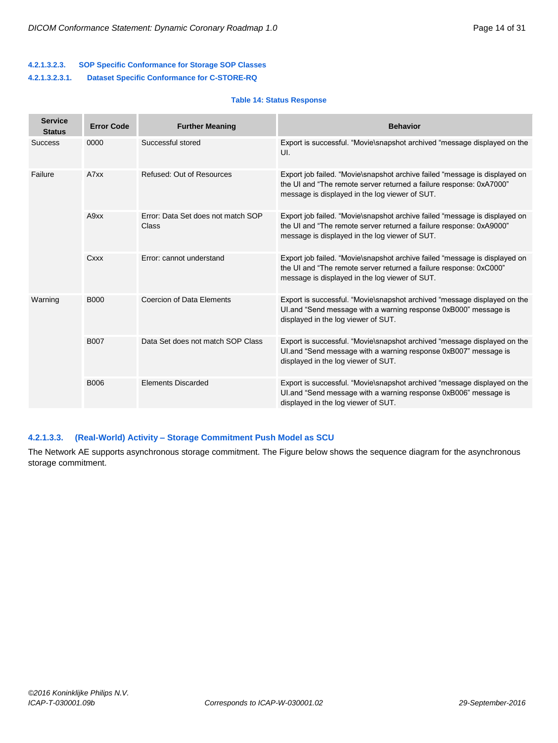#### 4.2.1.3.2.3. SOP Specific Conformance for Storage SOP Classes

##### 4.2.1.3.2.3.1. Dataset Specific Conformance for C-STORE-RQ

**Table 14: Status Response**

| Service Status | Error Code | Further Meaning | Behavior |
|---|---|---|---|
| Success | 0000 | Successful stored | Export is successful. "Movie\snapshot archived "message displayed on the UI. |
| Failure | A7xx | Refused: Out of Resources | Export job failed. "Movie\snapshot archive failed "message is displayed on the UI and "The remote server returned a failure response: 0xA7000" message is displayed in the log viewer of SUT. |
| | A9xx | Error: Data Set does not match SOP Class | Export job failed. "Movie\snapshot archive failed "message is displayed on the UI and "The remote server returned a failure response: 0xA9000" message is displayed in the log viewer of SUT. |
| | Cxxx | Error: cannot understand | Export job failed. "Movie\snapshot archive failed "message is displayed on the UI and "The remote server returned a failure response: 0xC000" message is displayed in the log viewer of SUT. |
| Warning | B000 | Coercion of Data Elements | Export is successful. "Movie\snapshot archived "message displayed on the UI.and "Send message with a warning response 0xB000" message is displayed in the log viewer of SUT. |
| | B007 | Data Set does not match SOP Class | Export is successful. "Movie\snapshot archived "message displayed on the UI.and "Send message with a warning response 0xB007" message is displayed in the log viewer of SUT. |
| | B006 | Elements Discarded | Export is successful. "Movie\snapshot archived "message displayed on the UI.and "Send message with a warning response 0xB006" message is displayed in the log viewer of SUT. |

### 4.2.1.3.3. (Real-World) Activity – Storage Commitment Push Model as SCU

The Network AE supports asynchronous storage commitment. The Figure below shows the sequence diagram for the asynchronous storage commitment.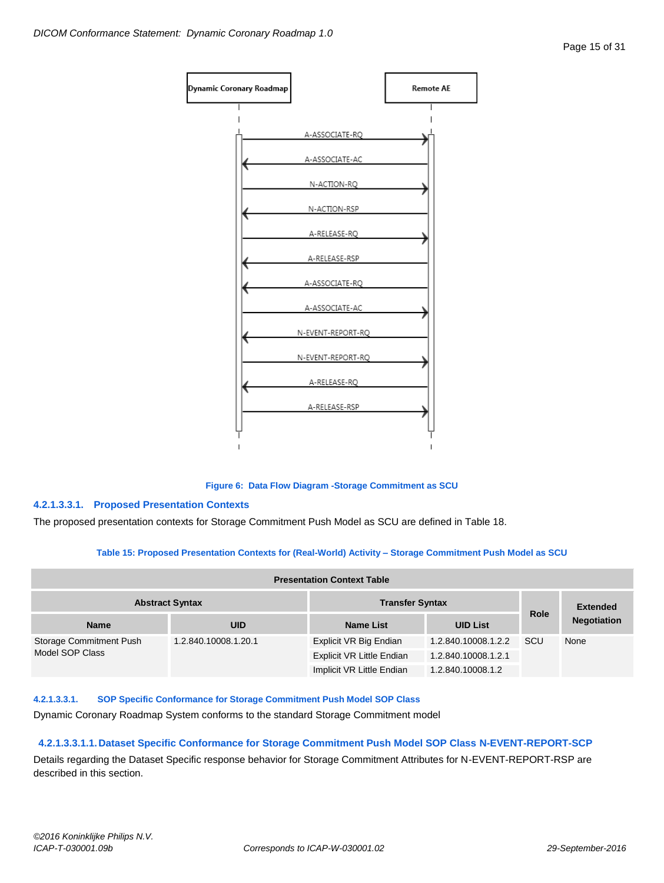Dynamic Coronary Roadmap

Remote AE

A-ASSOCIATE-RQ

A-ASSOCIATE-AC

N-ACTION-RQ

N-ACTION-RSP

A-RELEASE-RQ

A-RELEASE-RSP

A-ASSOCIATE-RQ

A-ASSOCIATE-AC

N-EVENT-REPORT-RQ

N-EVENT-REPORT-RQ

A-RELEASE-RQ

A-RELEASE-RSP

**Figure 6: Data Flow Diagram -Storage Commitment as SCU**

#### 4.2.1.3.3.1. Proposed Presentation Contexts

The proposed presentation contexts for Storage Commitment Push Model as SCU are defined in Table 18.

**Table 15: Proposed Presentation Contexts for (Real-World) Activity – Storage Commitment Push Model as SCU**

| Presentation Context Table | | | | | |
|---|---|---|---|---|---|
| **Abstract Syntax** | | **Transfer Syntax** | | **Role** | **Extended Negotiation** |
| **Name** | **UID** | **Name List** | **UID List** | | |
| Storage Commitment Push Model SOP Class | 1.2.840.10008.1.20.1 | Explicit VR Big Endian | 1.2.840.10008.1.2.2 | SCU | None |
| | | Explicit VR Little Endian | 1.2.840.10008.1.2.1 | | |
| | | Implicit VR Little Endian | 1.2.840.10008.1.2 | | |

#### 4.2.1.3.3.1. SOP Specific Conformance for Storage Commitment Push Model SOP Class

Dynamic Coronary Roadmap System conforms to the standard Storage Commitment model

##### 4.2.1.3.3.1.1. Dataset Specific Conformance for Storage Commitment Push Model SOP Class N-EVENT-REPORT-SCP

Details regarding the Dataset Specific response behavior for Storage Commitment Attributes for N-EVENT-REPORT-RSP are described in this section.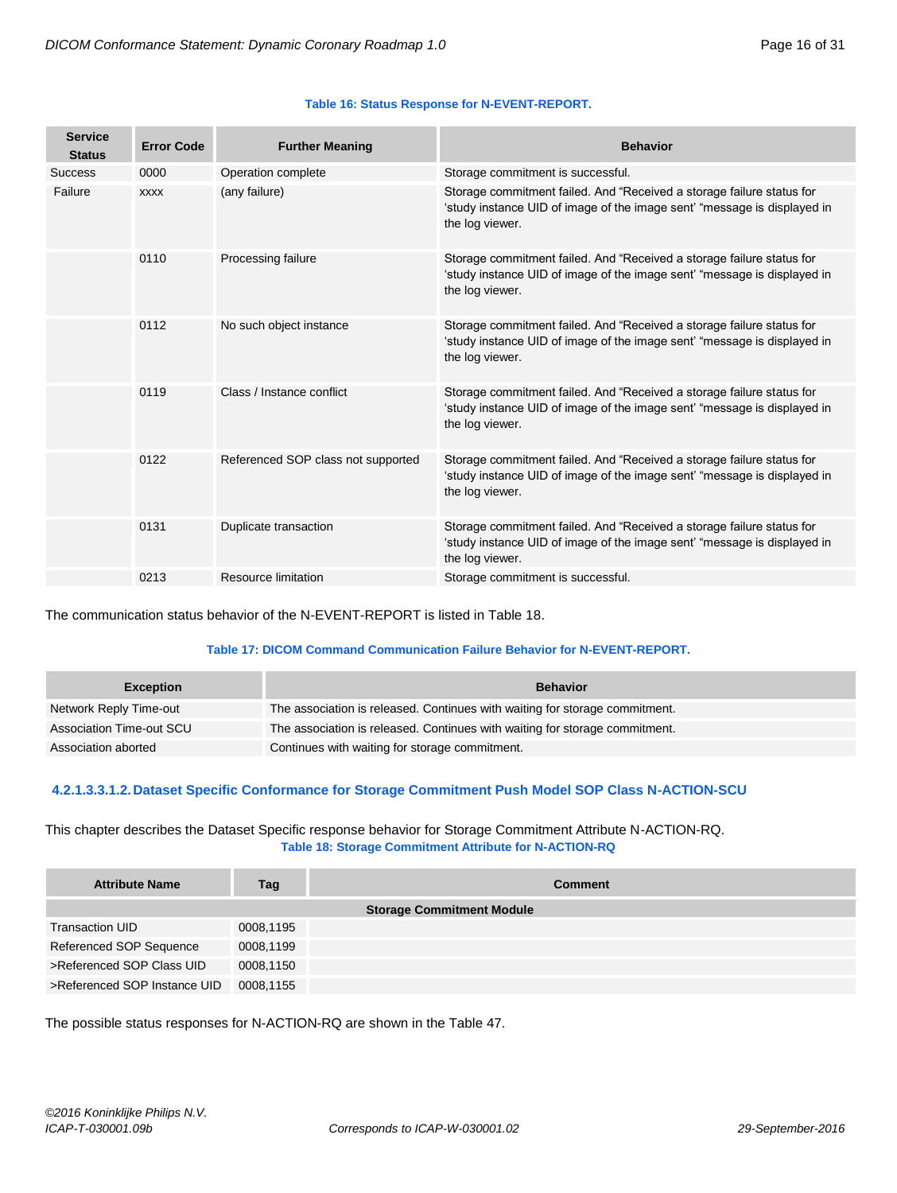Table 16: Status Response for N-EVENT-REPORT.

| Service Status | Error Code | Further Meaning | Behavior |
|---|---|---|---|
| Success | 0000 | Operation complete | Storage commitment is successful. |
| Failure | xxxx | (any failure) | Storage commitment failed. And "Received a storage failure status for 'study instance UID of image of the image sent' "message is displayed in the log viewer. |
| | 0110 | Processing failure | Storage commitment failed. And "Received a storage failure status for 'study instance UID of image of the image sent' "message is displayed in the log viewer. |
| | 0112 | No such object instance | Storage commitment failed. And "Received a storage failure status for 'study instance UID of image of the image sent' "message is displayed in the log viewer. |
| | 0119 | Class / Instance conflict | Storage commitment failed. And "Received a storage failure status for 'study instance UID of image of the image sent' "message is displayed in the log viewer. |
| | 0122 | Referenced SOP class not supported | Storage commitment failed. And "Received a storage failure status for 'study instance UID of image of the image sent' "message is displayed in the log viewer. |
| | 0131 | Duplicate transaction | Storage commitment failed. And "Received a storage failure status for 'study instance UID of image of the image sent' "message is displayed in the log viewer. |
| | 0213 | Resource limitation | Storage commitment is successful. |

The communication status behavior of the N-EVENT-REPORT is listed in Table 18.

Table 17: DICOM Command Communication Failure Behavior for N-EVENT-REPORT.

| Exception | Behavior |
|---|---|
| Network Reply Time-out | The association is released. Continues with waiting for storage commitment. |
| Association Time-out SCU | The association is released. Continues with waiting for storage commitment. |
| Association aborted | Continues with waiting for storage commitment. |

#### 4.2.1.3.3.1.2. Dataset Specific Conformance for Storage Commitment Push Model SOP Class N-ACTION-SCU

This chapter describes the Dataset Specific response behavior for Storage Commitment Attribute N-ACTION-RQ.

Table 18: Storage Commitment Attribute for N-ACTION-RQ

| Attribute Name | Tag | Comment |
|---|---|---|
| **Storage Commitment Module** | | |
| Transaction UID | 0008,1195 | |
| Referenced SOP Sequence | 0008,1199 | |
| >Referenced SOP Class UID | 0008,1150 | |
| >Referenced SOP Instance UID | 0008,1155 | |

The possible status responses for N-ACTION-RQ are shown in the Table 47.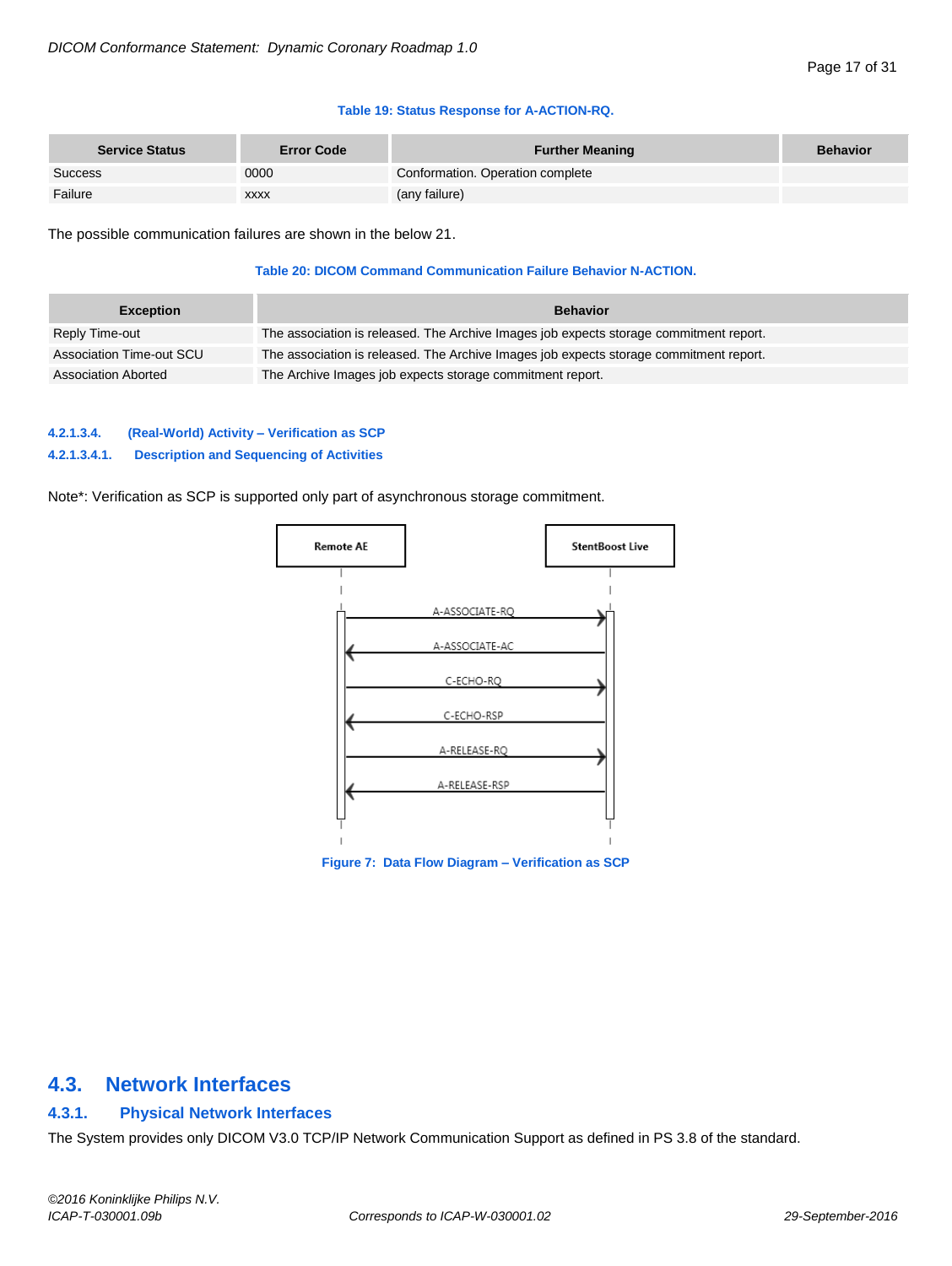Table 19: Status Response for A-ACTION-RQ.

| Service Status | Error Code | Further Meaning | Behavior |
|---|---|---|---|
| Success | 0000 | Conformation. Operation complete | |
| Failure | xxxx | (any failure) | |

The possible communication failures are shown in the below 21.

Table 20: DICOM Command Communication Failure Behavior N-ACTION.

| Exception | Behavior |
|---|---|
| Reply Time-out | The association is released. The Archive Images job expects storage commitment report. |
| Association Time-out SCU | The association is released. The Archive Images job expects storage commitment report. |
| Association Aborted | The Archive Images job expects storage commitment report. |

#### 4.2.1.3.4. (Real-World) Activity – Verification as SCP

##### 4.2.1.3.4.1. Description and Sequencing of Activities

Note*: Verification as SCP is supported only part of asynchronous storage commitment.

Remote AE

StentBoost Live

A-ASSOCIATE-RQ

A-ASSOCIATE-AC

C-ECHO-RQ

C-ECHO-RSP

A-RELEASE-RQ

A-RELEASE-RSP

Figure 7: Data Flow Diagram – Verification as SCP

## 4.3. Network Interfaces

### 4.3.1. Physical Network Interfaces

The System provides only DICOM V3.0 TCP/IP Network Communication Support as defined in PS 3.8 of the standard.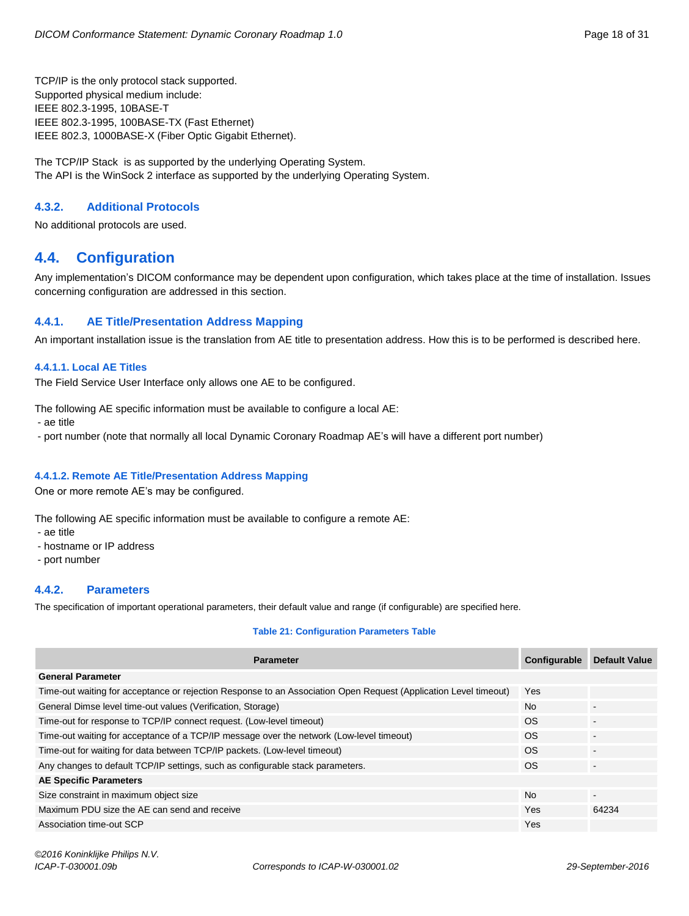TCP/IP is the only protocol stack supported.
Supported physical medium include:
IEEE 802.3-1995, 10BASE-T
IEEE 802.3-1995, 100BASE-TX (Fast Ethernet)
IEEE 802.3, 1000BASE-X (Fiber Optic Gigabit Ethernet).

The TCP/IP Stack is as supported by the underlying Operating System.
The API is the WinSock 2 interface as supported by the underlying Operating System.

### 4.3.2. Additional Protocols

No additional protocols are used.

## 4.4. Configuration

Any implementation's DICOM conformance may be dependent upon configuration, which takes place at the time of installation. Issues concerning configuration are addressed in this section.

### 4.4.1. AE Title/Presentation Address Mapping

An important installation issue is the translation from AE title to presentation address. How this is to be performed is described here.

#### 4.4.1.1. Local AE Titles

The Field Service User Interface only allows one AE to be configured.

The following AE specific information must be available to configure a local AE:
- ae title
- port number (note that normally all local Dynamic Coronary Roadmap AE's will have a different port number)

#### 4.4.1.2. Remote AE Title/Presentation Address Mapping

One or more remote AE's may be configured.

The following AE specific information must be available to configure a remote AE:
- ae title
- hostname or IP address
- port number

### 4.4.2. Parameters

The specification of important operational parameters, their default value and range (if configurable) are specified here.

**Table 21: Configuration Parameters Table**

| Parameter | Configurable | Default Value |
|---|---|---|
| **General Parameter** | | |
| Time-out waiting for acceptance or rejection Response to an Association Open Request (Application Level timeout) | Yes | |
| General Dimse level time-out values (Verification, Storage) | No | - |
| Time-out for response to TCP/IP connect request. (Low-level timeout) | OS | - |
| Time-out waiting for acceptance of a TCP/IP message over the network (Low-level timeout) | OS | - |
| Time-out for waiting for data between TCP/IP packets. (Low-level timeout) | OS | - |
| Any changes to default TCP/IP settings, such as configurable stack parameters. | OS | - |
| **AE Specific Parameters** | | |
| Size constraint in maximum object size | No | - |
| Maximum PDU size the AE can send and receive | Yes | 64234 |
| Association time-out SCP | Yes | |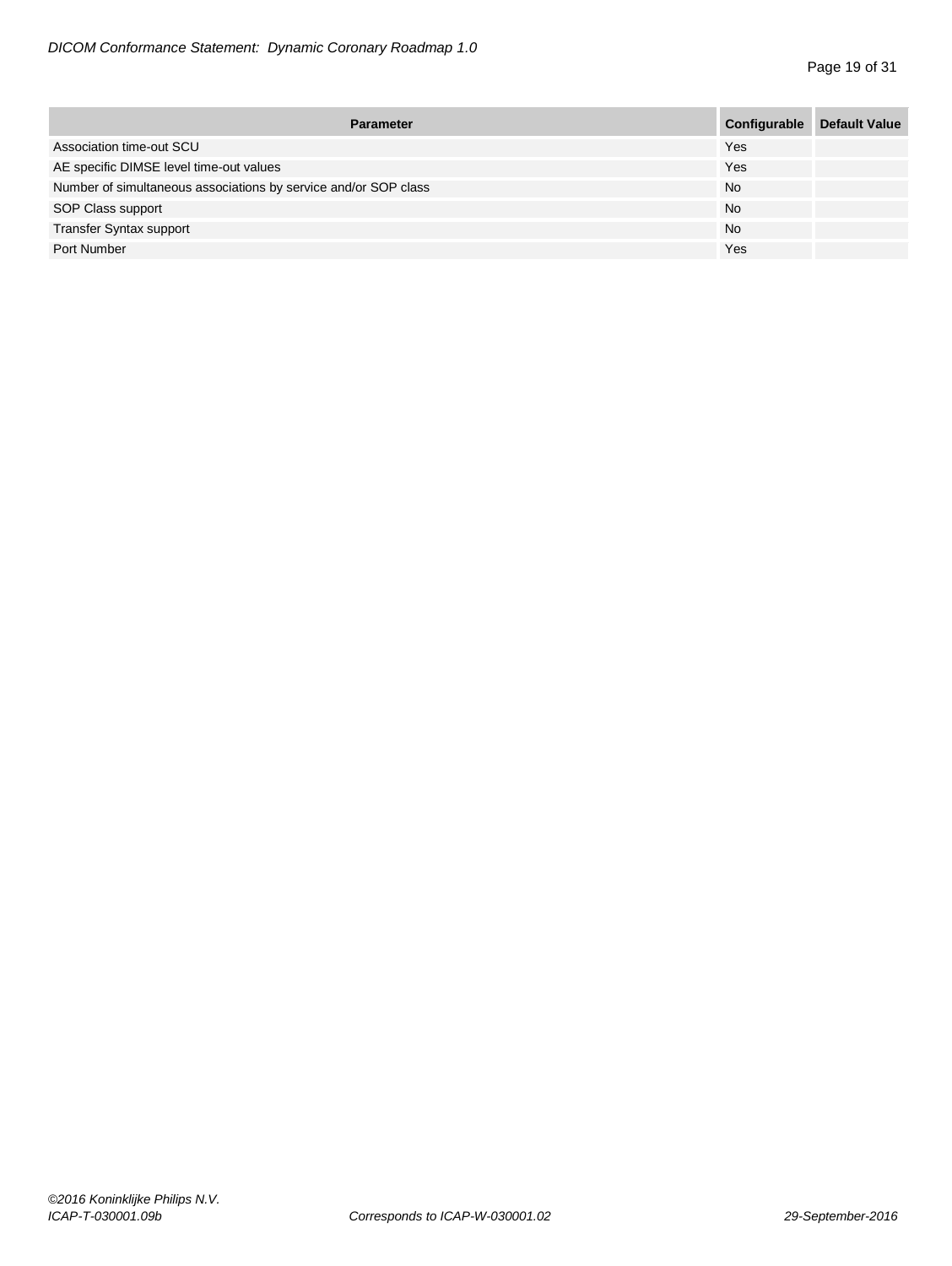| Parameter | Configurable | Default Value |
|---|---|---|
| Association time-out SCU | Yes | |
| AE specific DIMSE level time-out values | Yes | |
| Number of simultaneous associations by service and/or SOP class | No | |
| SOP Class support | No | |
| Transfer Syntax support | No | |
| Port Number | Yes | |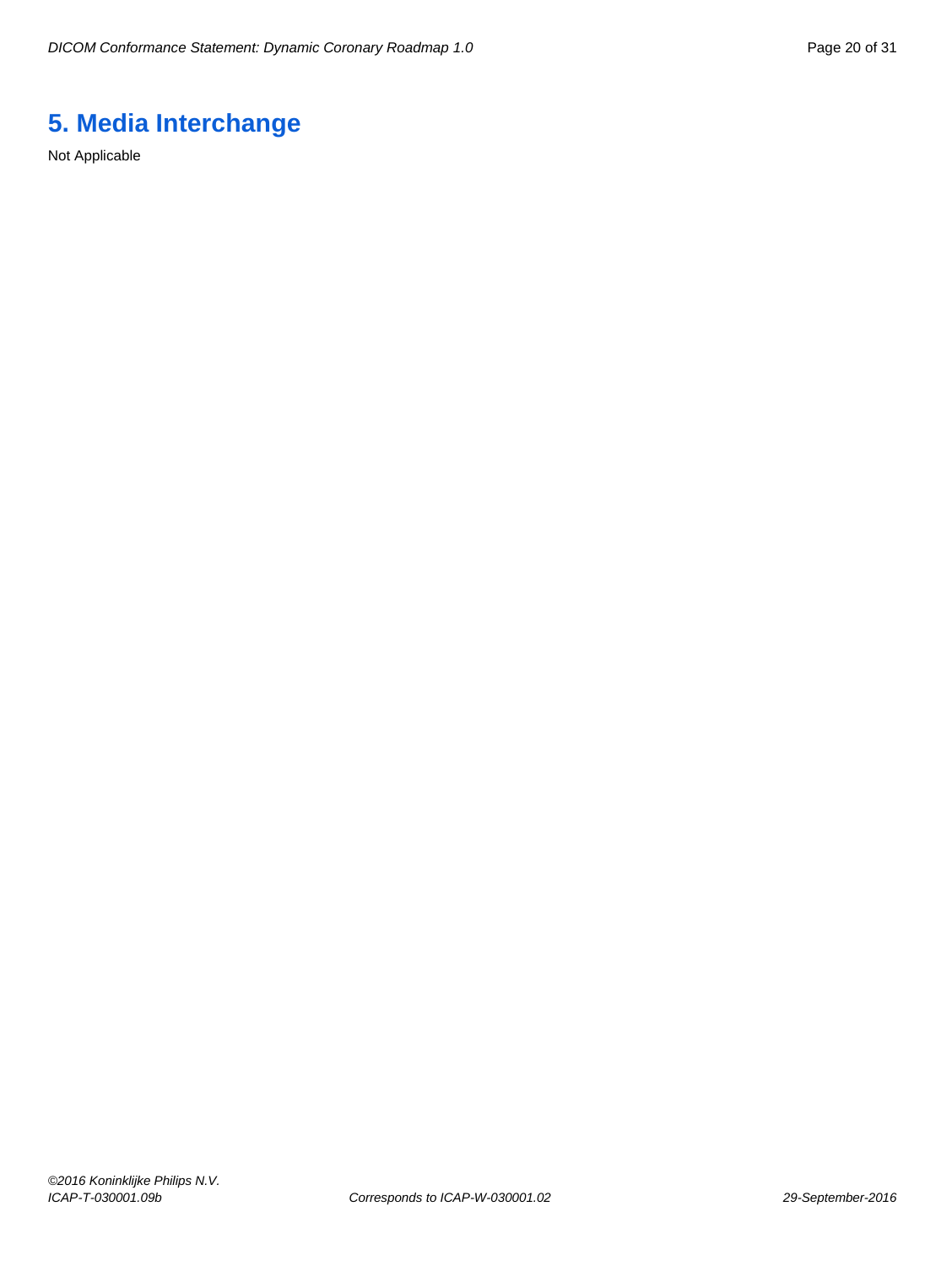# 5. Media Interchange

Not Applicable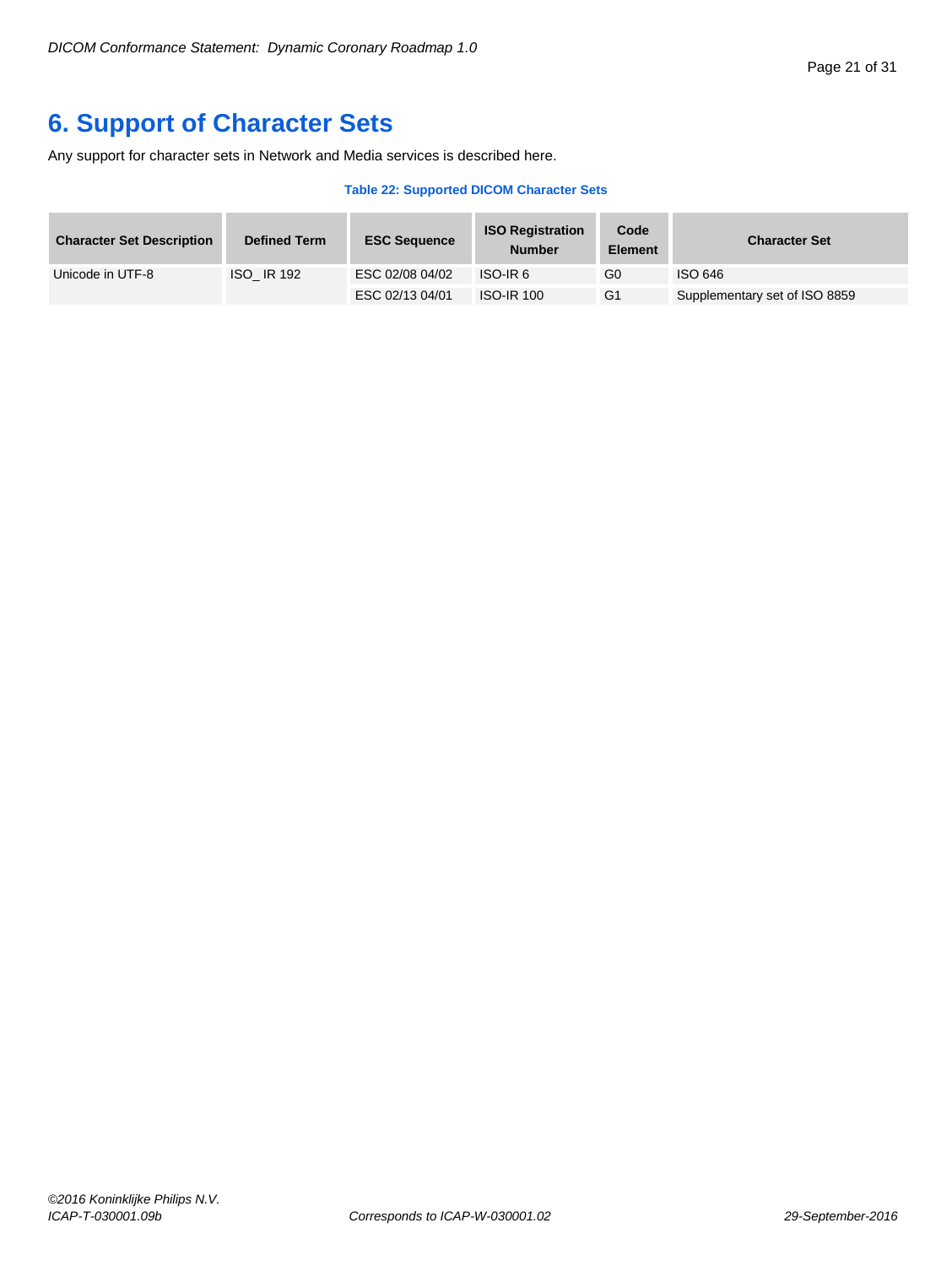# 6. Support of Character Sets

Any support for character sets in Network and Media services is described here.

**Table 22: Supported DICOM Character Sets**

| Character Set Description | Defined Term | ESC Sequence | ISO Registration Number | Code Element | Character Set |
|---|---|---|---|---|---|
| Unicode in UTF-8 | ISO_ IR 192 | ESC 02/08 04/02 | ISO-IR 6 | G0 | ISO 646 |
| | | ESC 02/13 04/01 | ISO-IR 100 | G1 | Supplementary set of ISO 8859 |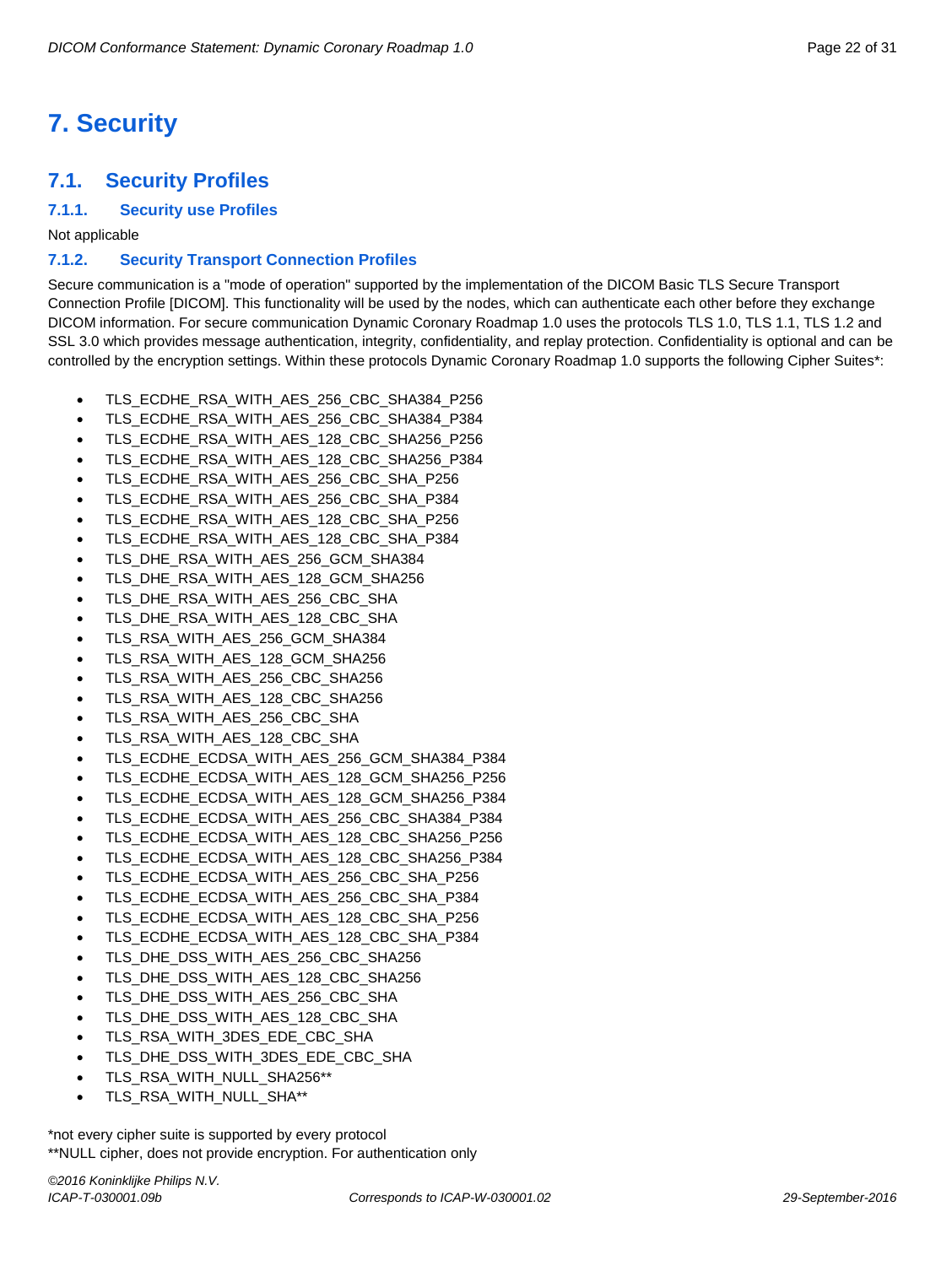# 7. Security

## 7.1. Security Profiles

### 7.1.1. Security use Profiles

Not applicable

### 7.1.2. Security Transport Connection Profiles

Secure communication is a "mode of operation" supported by the implementation of the DICOM Basic TLS Secure Transport Connection Profile [DICOM]. This functionality will be used by the nodes, which can authenticate each other before they exchange DICOM information. For secure communication Dynamic Coronary Roadmap 1.0 uses the protocols TLS 1.0, TLS 1.1, TLS 1.2 and SSL 3.0 which provides message authentication, integrity, confidentiality, and replay protection. Confidentiality is optional and can be controlled by the encryption settings. Within these protocols Dynamic Coronary Roadmap 1.0 supports the following Cipher Suites*:

- TLS_ECDHE_RSA_WITH_AES_256_CBC_SHA384_P256
- TLS_ECDHE_RSA_WITH_AES_256_CBC_SHA384_P384
- TLS_ECDHE_RSA_WITH_AES_128_CBC_SHA256_P256
- TLS_ECDHE_RSA_WITH_AES_128_CBC_SHA256_P384
- TLS_ECDHE_RSA_WITH_AES_256_CBC_SHA_P256
- TLS_ECDHE_RSA_WITH_AES_256_CBC_SHA_P384
- TLS_ECDHE_RSA_WITH_AES_128_CBC_SHA_P256
- TLS_ECDHE_RSA_WITH_AES_128_CBC_SHA_P384
- TLS_DHE_RSA_WITH_AES_256_GCM_SHA384
- TLS_DHE_RSA_WITH_AES_128_GCM_SHA256
- TLS_DHE_RSA_WITH_AES_256_CBC_SHA
- TLS_DHE_RSA_WITH_AES_128_CBC_SHA
- TLS_RSA_WITH_AES_256_GCM_SHA384
- TLS_RSA_WITH_AES_128_GCM_SHA256
- TLS_RSA_WITH_AES_256_CBC_SHA256
- TLS_RSA_WITH_AES_128_CBC_SHA256
- TLS_RSA_WITH_AES_256_CBC_SHA
- TLS_RSA_WITH_AES_128_CBC_SHA
- TLS_ECDHE_ECDSA_WITH_AES_256_GCM_SHA384_P384
- TLS_ECDHE_ECDSA_WITH_AES_128_GCM_SHA256_P256
- TLS_ECDHE_ECDSA_WITH_AES_128_GCM_SHA256_P384
- TLS_ECDHE_ECDSA_WITH_AES_256_CBC_SHA384_P384
- TLS_ECDHE_ECDSA_WITH_AES_128_CBC_SHA256_P256
- TLS_ECDHE_ECDSA_WITH_AES_128_CBC_SHA256_P384
- TLS_ECDHE_ECDSA_WITH_AES_256_CBC_SHA_P256
- TLS_ECDHE_ECDSA_WITH_AES_256_CBC_SHA_P384
- TLS_ECDHE_ECDSA_WITH_AES_128_CBC_SHA_P256
- TLS_ECDHE_ECDSA_WITH_AES_128_CBC_SHA_P384
- TLS_DHE_DSS_WITH_AES_256_CBC_SHA256
- TLS_DHE_DSS_WITH_AES_128_CBC_SHA256
- TLS_DHE_DSS_WITH_AES_256_CBC_SHA
- TLS_DHE_DSS_WITH_AES_128_CBC_SHA
- TLS_RSA_WITH_3DES_EDE_CBC_SHA
- TLS_DHE_DSS_WITH_3DES_EDE_CBC_SHA
- TLS_RSA_WITH_NULL_SHA256**
- TLS_RSA_WITH_NULL_SHA**

*not every cipher suite is supported by every protocol
**NULL cipher, does not provide encryption. For authentication only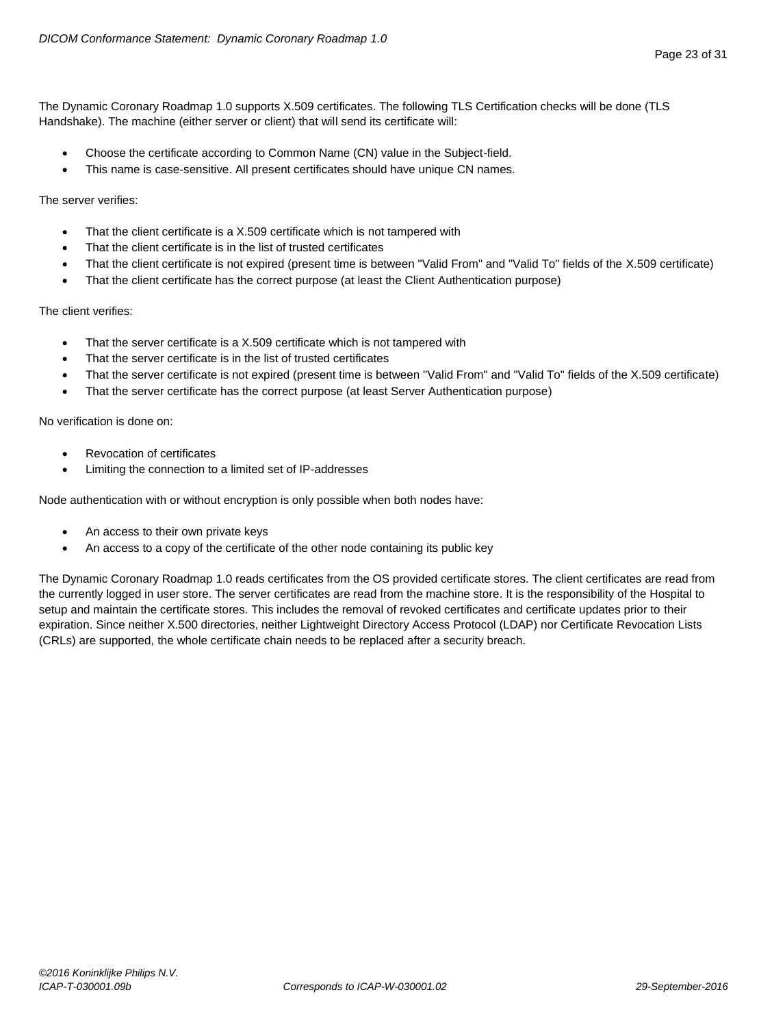The Dynamic Coronary Roadmap 1.0 supports X.509 certificates. The following TLS Certification checks will be done (TLS Handshake). The machine (either server or client) that will send its certificate will:

- Choose the certificate according to Common Name (CN) value in the Subject-field.
- This name is case-sensitive. All present certificates should have unique CN names.

The server verifies:

- That the client certificate is a X.509 certificate which is not tampered with
- That the client certificate is in the list of trusted certificates
- That the client certificate is not expired (present time is between "Valid From" and "Valid To" fields of the X.509 certificate)
- That the client certificate has the correct purpose (at least the Client Authentication purpose)

The client verifies:

- That the server certificate is a X.509 certificate which is not tampered with
- That the server certificate is in the list of trusted certificates
- That the server certificate is not expired (present time is between "Valid From" and "Valid To" fields of the X.509 certificate)
- That the server certificate has the correct purpose (at least Server Authentication purpose)

No verification is done on:

- Revocation of certificates
- Limiting the connection to a limited set of IP-addresses

Node authentication with or without encryption is only possible when both nodes have:

- An access to their own private keys
- An access to a copy of the certificate of the other node containing its public key

The Dynamic Coronary Roadmap 1.0 reads certificates from the OS provided certificate stores. The client certificates are read from the currently logged in user store. The server certificates are read from the machine store. It is the responsibility of the Hospital to setup and maintain the certificate stores. This includes the removal of revoked certificates and certificate updates prior to their expiration. Since neither X.500 directories, neither Lightweight Directory Access Protocol (LDAP) nor Certificate Revocation Lists (CRLs) are supported, the whole certificate chain needs to be replaced after a security breach.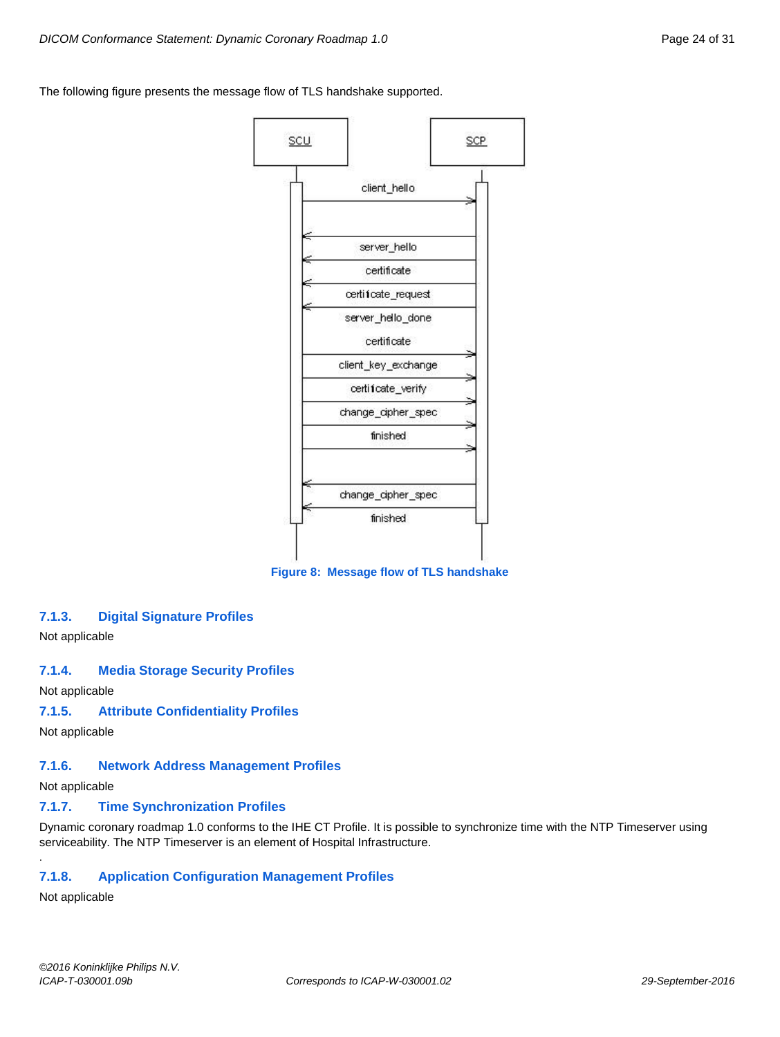The following figure presents the message flow of TLS handshake supported.

SCU

SCP

client_hello

server_hello

certificate

certificate_request

server_hello_done

certificate

client_key_exchange

certificate_verify

change_cipher_spec

finished

change_cipher_spec

finished

**Figure 8: Message flow of TLS handshake**

### 7.1.3. Digital Signature Profiles

Not applicable

### 7.1.4. Media Storage Security Profiles

Not applicable

### 7.1.5. Attribute Confidentiality Profiles

Not applicable

### 7.1.6. Network Address Management Profiles

Not applicable

### 7.1.7. Time Synchronization Profiles

Dynamic coronary roadmap 1.0 conforms to the IHE CT Profile. It is possible to synchronize time with the NTP Timeserver using serviceability. The NTP Timeserver is an element of Hospital Infrastructure.

.

### 7.1.8. Application Configuration Management Profiles

Not applicable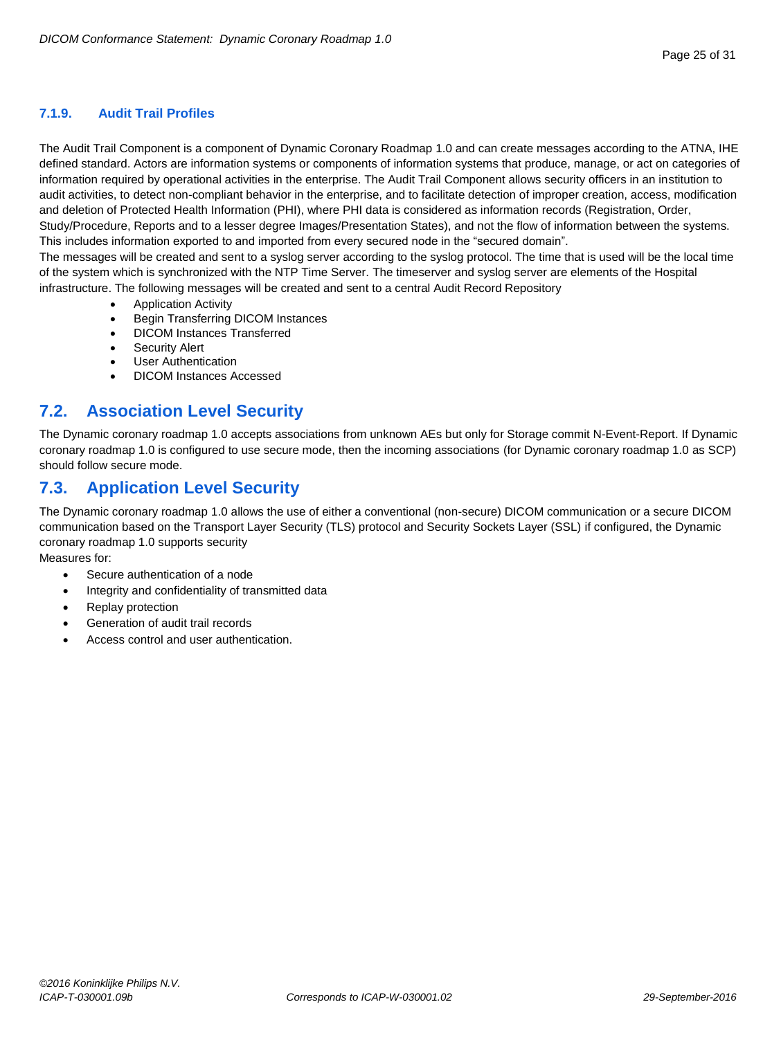### 7.1.9. Audit Trail Profiles

The Audit Trail Component is a component of Dynamic Coronary Roadmap 1.0 and can create messages according to the ATNA, IHE defined standard. Actors are information systems or components of information systems that produce, manage, or act on categories of information required by operational activities in the enterprise. The Audit Trail Component allows security officers in an institution to audit activities, to detect non-compliant behavior in the enterprise, and to facilitate detection of improper creation, access, modification and deletion of Protected Health Information (PHI), where PHI data is considered as information records (Registration, Order, Study/Procedure, Reports and to a lesser degree Images/Presentation States), and not the flow of information between the systems. This includes information exported to and imported from every secured node in the "secured domain".
The messages will be created and sent to a syslog server according to the syslog protocol. The time that is used will be the local time of the system which is synchronized with the NTP Time Server. The timeserver and syslog server are elements of the Hospital infrastructure. The following messages will be created and sent to a central Audit Record Repository

- Application Activity
- Begin Transferring DICOM Instances
- DICOM Instances Transferred
- Security Alert
- User Authentication
- DICOM Instances Accessed

## 7.2. Association Level Security

The Dynamic coronary roadmap 1.0 accepts associations from unknown AEs but only for Storage commit N-Event-Report. If Dynamic coronary roadmap 1.0 is configured to use secure mode, then the incoming associations (for Dynamic coronary roadmap 1.0 as SCP) should follow secure mode.

## 7.3. Application Level Security

The Dynamic coronary roadmap 1.0 allows the use of either a conventional (non-secure) DICOM communication or a secure DICOM communication based on the Transport Layer Security (TLS) protocol and Security Sockets Layer (SSL) if configured, the Dynamic coronary roadmap 1.0 supports security
Measures for:

- Secure authentication of a node
- Integrity and confidentiality of transmitted data
- Replay protection
- Generation of audit trail records
- Access control and user authentication.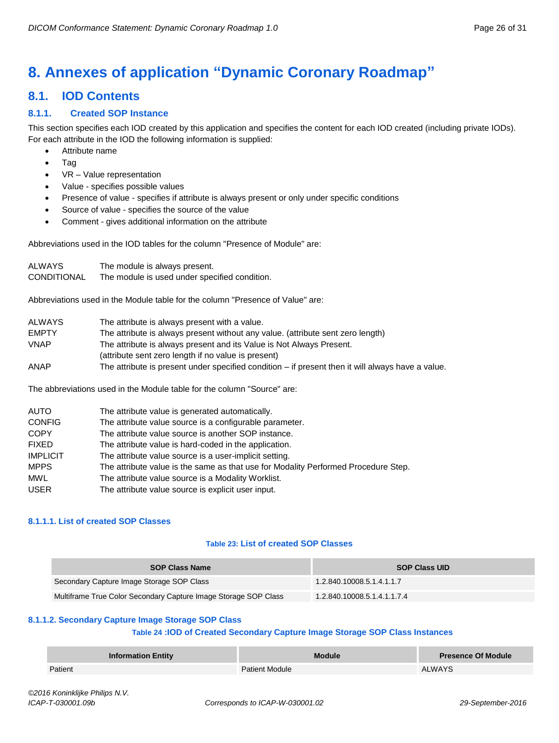# 8. Annexes of application "Dynamic Coronary Roadmap"

## 8.1. IOD Contents

### 8.1.1. Created SOP Instance

This section specifies each IOD created by this application and specifies the content for each IOD created (including private IODs). For each attribute in the IOD the following information is supplied:

- Attribute name
- Tag
- VR – Value representation
- Value - specifies possible values
- Presence of value - specifies if attribute is always present or only under specific conditions
- Source of value - specifies the source of the value
- Comment - gives additional information on the attribute

Abbreviations used in the IOD tables for the column "Presence of Module" are:

| | |
|---|---|
| ALWAYS | The module is always present. |
| CONDITIONAL | The module is used under specified condition. |

Abbreviations used in the Module table for the column "Presence of Value" are:

| | |
|---|---|
| ALWAYS | The attribute is always present with a value. |
| EMPTY | The attribute is always present without any value. (attribute sent zero length) |
| VNAP | The attribute is always present and its Value is Not Always Present. (attribute sent zero length if no value is present) |
| ANAP | The attribute is present under specified condition – if present then it will always have a value. |

The abbreviations used in the Module table for the column "Source" are:

| | |
|---|---|
| AUTO | The attribute value is generated automatically. |
| CONFIG | The attribute value source is a configurable parameter. |
| COPY | The attribute value source is another SOP instance. |
| FIXED | The attribute value is hard-coded in the application. |
| IMPLICIT | The attribute value source is a user-implicit setting. |
| MPPS | The attribute value is the same as that use for Modality Performed Procedure Step. |
| MWL | The attribute value source is a Modality Worklist. |
| USER | The attribute value source is explicit user input. |

#### 8.1.1.1. List of created SOP Classes

**Table 23: List of created SOP Classes**

| SOP Class Name | SOP Class UID |
|---|---|
| Secondary Capture Image Storage SOP Class | 1.2.840.10008.5.1.4.1.1.7 |
| Multiframe True Color Secondary Capture Image Storage SOP Class | 1.2.840.10008.5.1.4.1.1.7.4 |

#### 8.1.1.2. Secondary Capture Image Storage SOP Class

**Table 24 :IOD of Created Secondary Capture Image Storage SOP Class Instances**

| Information Entity | Module | Presence Of Module |
|---|---|---|
| Patient | Patient Module | ALWAYS |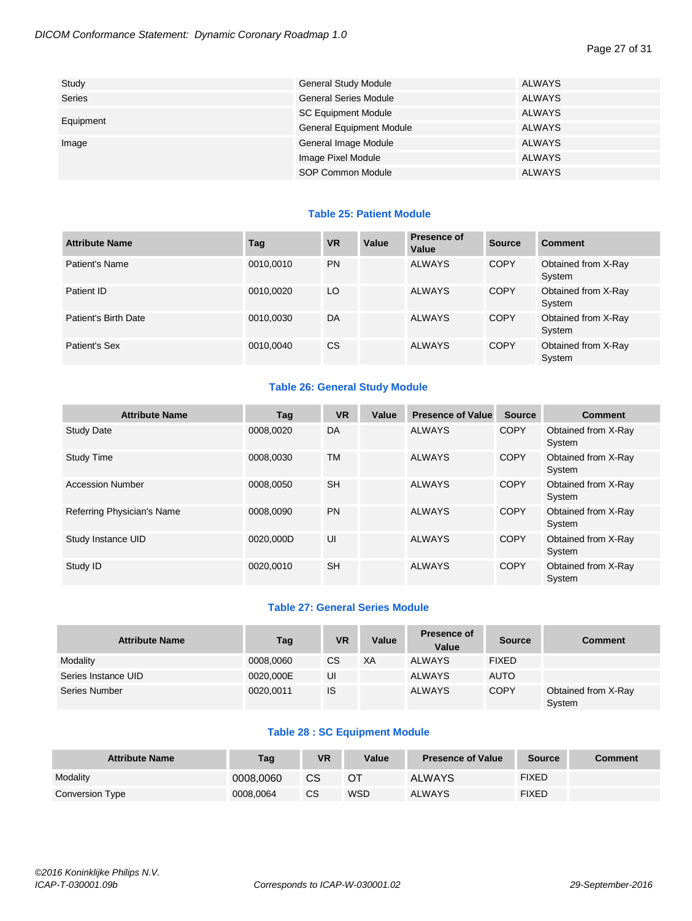| | | |
|---|---|---|
| Study | General Study Module | ALWAYS |
| Series | General Series Module | ALWAYS |
| Equipment | SC Equipment Module | ALWAYS |
| | General Equipment Module | ALWAYS |
| Image | General Image Module | ALWAYS |
| | Image Pixel Module | ALWAYS |
| | SOP Common Module | ALWAYS |

**Table 25: Patient Module**

| Attribute Name | Tag | VR | Value | Presence of Value | Source | Comment |
|---|---|---|---|---|---|---|
| Patient's Name | 0010,0010 | PN | | ALWAYS | COPY | Obtained from X-Ray System |
| Patient ID | 0010,0020 | LO | | ALWAYS | COPY | Obtained from X-Ray System |
| Patient's Birth Date | 0010,0030 | DA | | ALWAYS | COPY | Obtained from X-Ray System |
| Patient's Sex | 0010,0040 | CS | | ALWAYS | COPY | Obtained from X-Ray System |

**Table 26: General Study Module**

| Attribute Name | Tag | VR | Value | Presence of Value | Source | Comment |
|---|---|---|---|---|---|---|
| Study Date | 0008,0020 | DA | | ALWAYS | COPY | Obtained from X-Ray System |
| Study Time | 0008,0030 | TM | | ALWAYS | COPY | Obtained from X-Ray System |
| Accession Number | 0008,0050 | SH | | ALWAYS | COPY | Obtained from X-Ray System |
| Referring Physician's Name | 0008,0090 | PN | | ALWAYS | COPY | Obtained from X-Ray System |
| Study Instance UID | 0020,000D | UI | | ALWAYS | COPY | Obtained from X-Ray System |
| Study ID | 0020,0010 | SH | | ALWAYS | COPY | Obtained from X-Ray System |

**Table 27: General Series Module**

| Attribute Name | Tag | VR | Value | Presence of Value | Source | Comment |
|---|---|---|---|---|---|---|
| Modality | 0008,0060 | CS | XA | ALWAYS | FIXED | |
| Series Instance UID | 0020,000E | UI | | ALWAYS | AUTO | |
| Series Number | 0020,0011 | IS | | ALWAYS | COPY | Obtained from X-Ray System |

**Table 28 : SC Equipment Module**

| Attribute Name | Tag | VR | Value | Presence of Value | Source | Comment |
|---|---|---|---|---|---|---|
| Modality | 0008,0060 | CS | OT | ALWAYS | FIXED | |
| Conversion Type | 0008,0064 | CS | WSD | ALWAYS | FIXED | |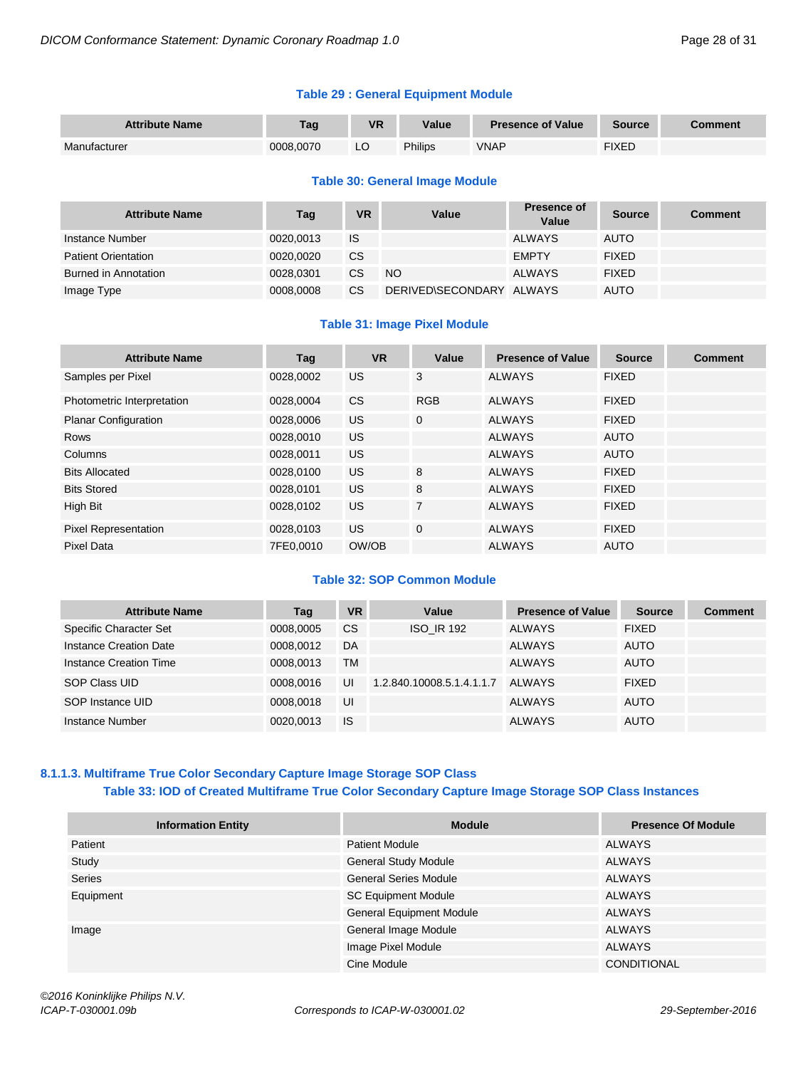**Table 29 : General Equipment Module**

| Attribute Name | Tag | VR | Value | Presence of Value | Source | Comment |
|---|---|---|---|---|---|---|
| Manufacturer | 0008,0070 | LO | Philips | VNAP | FIXED | |

**Table 30: General Image Module**

| Attribute Name | Tag | VR | Value | Presence of Value | Source | Comment |
|---|---|---|---|---|---|---|
| Instance Number | 0020,0013 | IS | | ALWAYS | AUTO | |
| Patient Orientation | 0020,0020 | CS | | EMPTY | FIXED | |
| Burned in Annotation | 0028,0301 | CS | NO | ALWAYS | FIXED | |
| Image Type | 0008,0008 | CS | DERIVED\SECONDARY | ALWAYS | AUTO | |

**Table 31: Image Pixel Module**

| Attribute Name | Tag | VR | Value | Presence of Value | Source | Comment |
|---|---|---|---|---|---|---|
| Samples per Pixel | 0028,0002 | US | 3 | ALWAYS | FIXED | |
| Photometric Interpretation | 0028,0004 | CS | RGB | ALWAYS | FIXED | |
| Planar Configuration | 0028,0006 | US | 0 | ALWAYS | FIXED | |
| Rows | 0028,0010 | US | | ALWAYS | AUTO | |
| Columns | 0028,0011 | US | | ALWAYS | AUTO | |
| Bits Allocated | 0028,0100 | US | 8 | ALWAYS | FIXED | |
| Bits Stored | 0028,0101 | US | 8 | ALWAYS | FIXED | |
| High Bit | 0028,0102 | US | 7 | ALWAYS | FIXED | |
| Pixel Representation | 0028,0103 | US | 0 | ALWAYS | FIXED | |
| Pixel Data | 7FE0,0010 | OW/OB | | ALWAYS | AUTO | |

**Table 32: SOP Common Module**

| Attribute Name | Tag | VR | Value | Presence of Value | Source | Comment |
|---|---|---|---|---|---|---|
| Specific Character Set | 0008,0005 | CS | ISO_IR 192 | ALWAYS | FIXED | |
| Instance Creation Date | 0008,0012 | DA | | ALWAYS | AUTO | |
| Instance Creation Time | 0008,0013 | TM | | ALWAYS | AUTO | |
| SOP Class UID | 0008,0016 | UI | 1.2.840.10008.5.1.4.1.1.7 | ALWAYS | FIXED | |
| SOP Instance UID | 0008,0018 | UI | | ALWAYS | AUTO | |
| Instance Number | 0020,0013 | IS | | ALWAYS | AUTO | |

### 8.1.1.3. Multiframe True Color Secondary Capture Image Storage SOP Class

**Table 33: IOD of Created Multiframe True Color Secondary Capture Image Storage SOP Class Instances**

| Information Entity | Module | Presence Of Module |
|---|---|---|
| Patient | Patient Module | ALWAYS |
| Study | General Study Module | ALWAYS |
| Series | General Series Module | ALWAYS |
| Equipment | SC Equipment Module | ALWAYS |
| | General Equipment Module | ALWAYS |
| Image | General Image Module | ALWAYS |
| | Image Pixel Module | ALWAYS |
| | Cine Module | CONDITIONAL |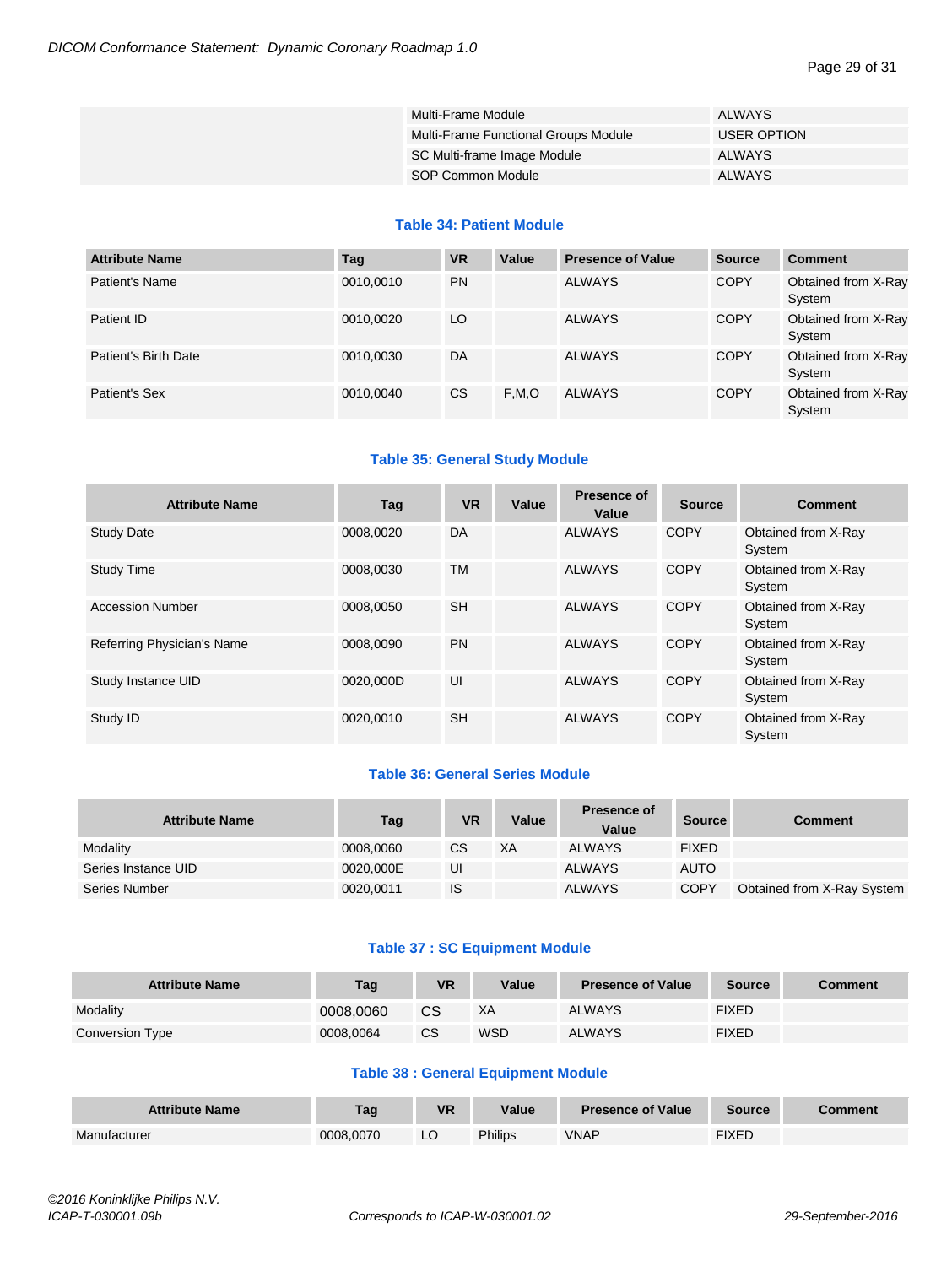| | | |
|---|---|---|
| | Multi-Frame Module | ALWAYS |
| | Multi-Frame Functional Groups Module | USER OPTION |
| | SC Multi-frame Image Module | ALWAYS |
| | SOP Common Module | ALWAYS |

### Table 34: Patient Module

| Attribute Name | Tag | VR | Value | Presence of Value | Source | Comment |
|---|---|---|---|---|---|---|
| Patient's Name | 0010,0010 | PN | | ALWAYS | COPY | Obtained from X-Ray System |
| Patient ID | 0010,0020 | LO | | ALWAYS | COPY | Obtained from X-Ray System |
| Patient's Birth Date | 0010,0030 | DA | | ALWAYS | COPY | Obtained from X-Ray System |
| Patient's Sex | 0010,0040 | CS | F,M,O | ALWAYS | COPY | Obtained from X-Ray System |

### Table 35: General Study Module

| Attribute Name | Tag | VR | Value | Presence of Value | Source | Comment |
|---|---|---|---|---|---|---|
| Study Date | 0008,0020 | DA | | ALWAYS | COPY | Obtained from X-Ray System |
| Study Time | 0008,0030 | TM | | ALWAYS | COPY | Obtained from X-Ray System |
| Accession Number | 0008,0050 | SH | | ALWAYS | COPY | Obtained from X-Ray System |
| Referring Physician's Name | 0008,0090 | PN | | ALWAYS | COPY | Obtained from X-Ray System |
| Study Instance UID | 0020,000D | UI | | ALWAYS | COPY | Obtained from X-Ray System |
| Study ID | 0020,0010 | SH | | ALWAYS | COPY | Obtained from X-Ray System |

### Table 36: General Series Module

| Attribute Name | Tag | VR | Value | Presence of Value | Source | Comment |
|---|---|---|---|---|---|---|
| Modality | 0008,0060 | CS | XA | ALWAYS | FIXED | |
| Series Instance UID | 0020,000E | UI | | ALWAYS | AUTO | |
| Series Number | 0020,0011 | IS | | ALWAYS | COPY | Obtained from X-Ray System |

### Table 37 : SC Equipment Module

| Attribute Name | Tag | VR | Value | Presence of Value | Source | Comment |
|---|---|---|---|---|---|---|
| Modality | 0008,0060 | CS | XA | ALWAYS | FIXED | |
| Conversion Type | 0008,0064 | CS | WSD | ALWAYS | FIXED | |

### Table 38 : General Equipment Module

| Attribute Name | Tag | VR | Value | Presence of Value | Source | Comment |
|---|---|---|---|---|---|---|
| Manufacturer | 0008,0070 | LO | Philips | VNAP | FIXED | |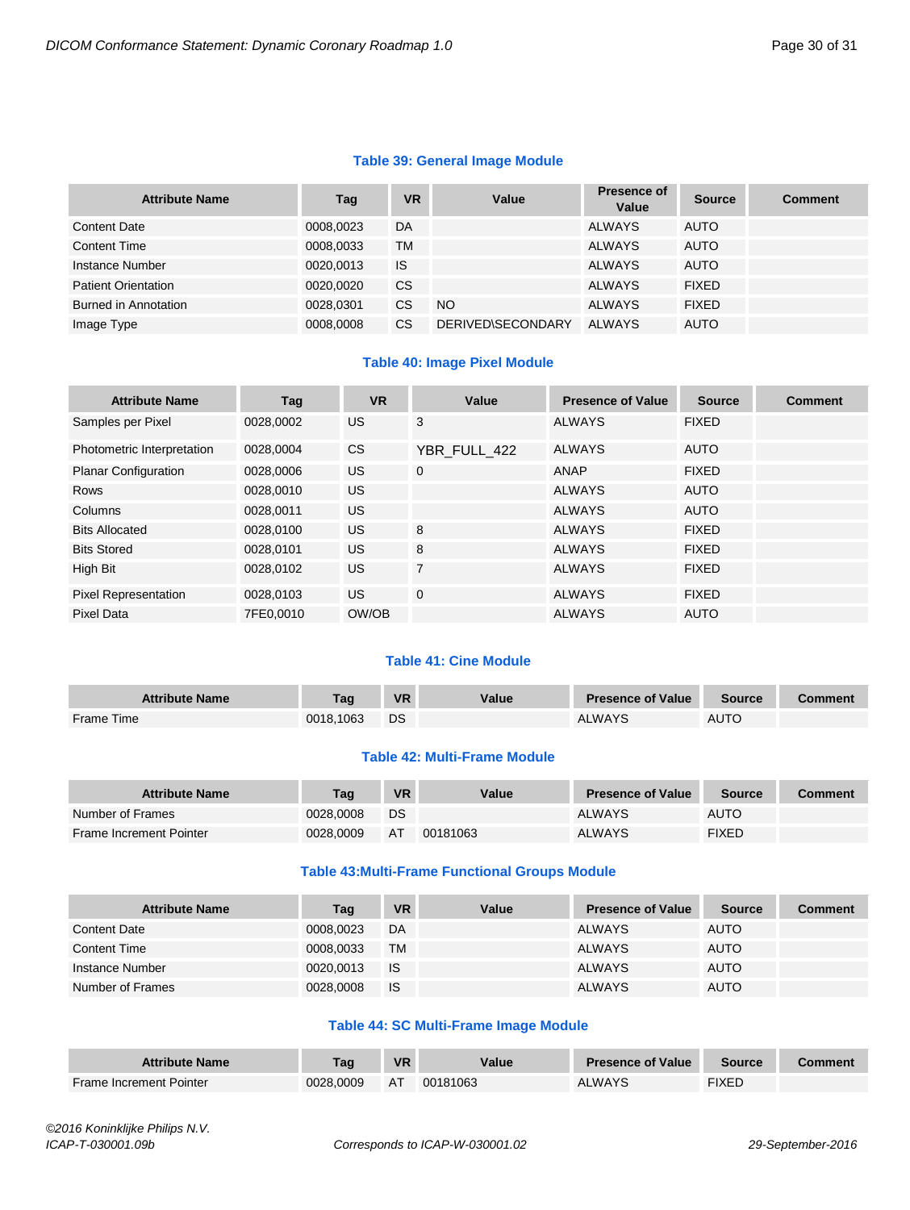**Table 39: General Image Module**

| Attribute Name | Tag | VR | Value | Presence of Value | Source | Comment |
|---|---|---|---|---|---|---|
| Content Date | 0008,0023 | DA | | ALWAYS | AUTO | |
| Content Time | 0008,0033 | TM | | ALWAYS | AUTO | |
| Instance Number | 0020,0013 | IS | | ALWAYS | AUTO | |
| Patient Orientation | 0020,0020 | CS | | ALWAYS | FIXED | |
| Burned in Annotation | 0028,0301 | CS | NO | ALWAYS | FIXED | |
| Image Type | 0008,0008 | CS | DERIVED\SECONDARY | ALWAYS | AUTO | |

**Table 40: Image Pixel Module**

| Attribute Name | Tag | VR | Value | Presence of Value | Source | Comment |
|---|---|---|---|---|---|---|
| Samples per Pixel | 0028,0002 | US | 3 | ALWAYS | FIXED | |
| Photometric Interpretation | 0028,0004 | CS | YBR_FULL_422 | ALWAYS | AUTO | |
| Planar Configuration | 0028,0006 | US | 0 | ANAP | FIXED | |
| Rows | 0028,0010 | US | | ALWAYS | AUTO | |
| Columns | 0028,0011 | US | | ALWAYS | AUTO | |
| Bits Allocated | 0028,0100 | US | 8 | ALWAYS | FIXED | |
| Bits Stored | 0028,0101 | US | 8 | ALWAYS | FIXED | |
| High Bit | 0028,0102 | US | 7 | ALWAYS | FIXED | |
| Pixel Representation | 0028,0103 | US | 0 | ALWAYS | FIXED | |
| Pixel Data | 7FE0,0010 | OW/OB | | ALWAYS | AUTO | |

**Table 41: Cine Module**

| Attribute Name | Tag | VR | Value | Presence of Value | Source | Comment |
|---|---|---|---|---|---|---|
| Frame Time | 0018,1063 | DS | | ALWAYS | AUTO | |

**Table 42: Multi-Frame Module**

| Attribute Name | Tag | VR | Value | Presence of Value | Source | Comment |
|---|---|---|---|---|---|---|
| Number of Frames | 0028,0008 | DS | | ALWAYS | AUTO | |
| Frame Increment Pointer | 0028,0009 | AT | 00181063 | ALWAYS | FIXED | |

**Table 43:Multi-Frame Functional Groups Module**

| Attribute Name | Tag | VR | Value | Presence of Value | Source | Comment |
|---|---|---|---|---|---|---|
| Content Date | 0008,0023 | DA | | ALWAYS | AUTO | |
| Content Time | 0008,0033 | TM | | ALWAYS | AUTO | |
| Instance Number | 0020,0013 | IS | | ALWAYS | AUTO | |
| Number of Frames | 0028,0008 | IS | | ALWAYS | AUTO | |

**Table 44: SC Multi-Frame Image Module**

| Attribute Name | Tag | VR | Value | Presence of Value | Source | Comment |
|---|---|---|---|---|---|---|
| Frame Increment Pointer | 0028,0009 | AT | 00181063 | ALWAYS | FIXED | |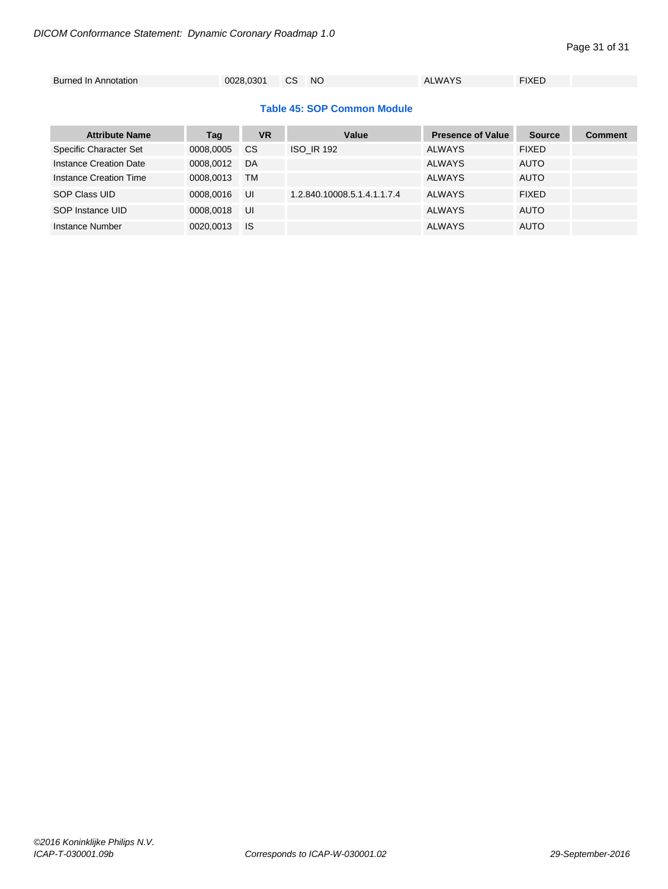| | | | | | | |
|---|---|---|---|---|---|---|
| Burned In Annotation | 0028,0301 | CS | NO | ALWAYS | FIXED | |

**Table 45: SOP Common Module**

| Attribute Name | Tag | VR | Value | Presence of Value | Source | Comment |
|---|---|---|---|---|---|---|
| Specific Character Set | 0008,0005 | CS | ISO_IR 192 | ALWAYS | FIXED | |
| Instance Creation Date | 0008,0012 | DA | | ALWAYS | AUTO | |
| Instance Creation Time | 0008,0013 | TM | | ALWAYS | AUTO | |
| SOP Class UID | 0008,0016 | UI | 1.2.840.10008.5.1.4.1.1.7.4 | ALWAYS | FIXED | |
| SOP Instance UID | 0008,0018 | UI | | ALWAYS | AUTO | |
| Instance Number | 0020,0013 | IS | | ALWAYS | AUTO | |